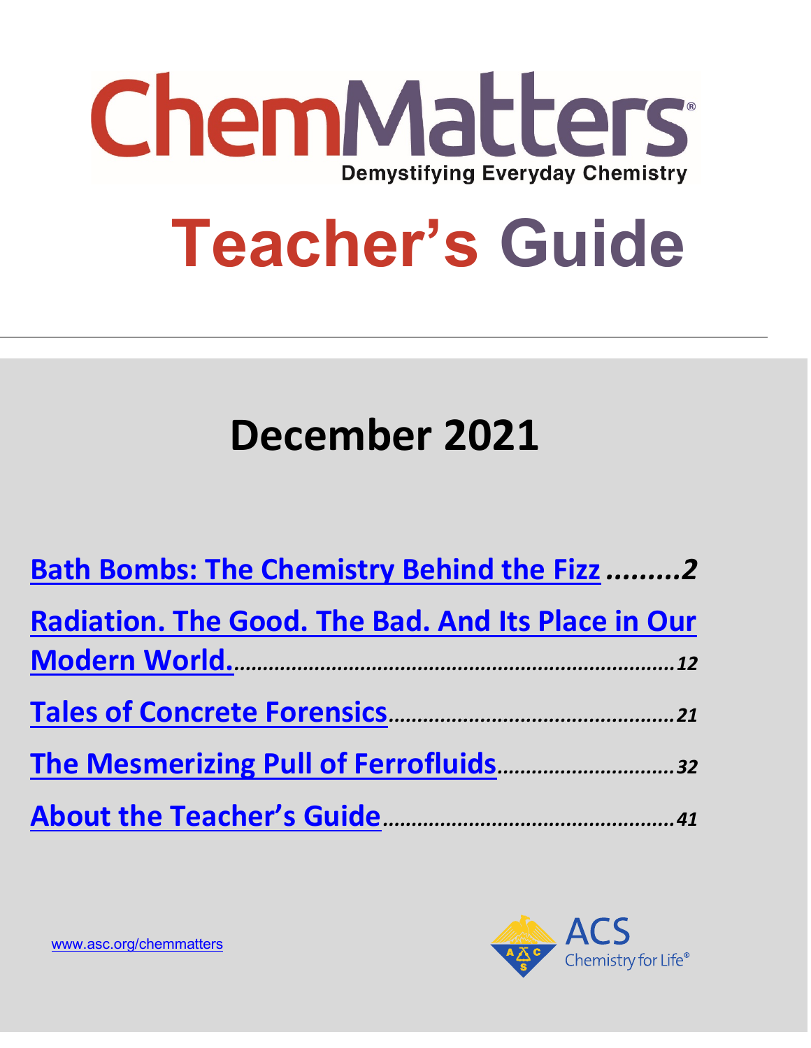# ChemMatters

Demystifying Everyday Chemistry

# Teacher's Guide

## December 2021

[Bath Bombs: The Chemistry Behind the Fizz](#) .........2

[Radiation. The Good. The Bad. And Its Place in Our Modern World.](#) ..........12

[Tales of Concrete Forensics](#) ..........21

[The Mesmerizing Pull of Ferrofluids](#) ..........32

[About the Teacher's Guide](#) ..........41

www.asc.org/chemmatters

ACS Chemistry for Life®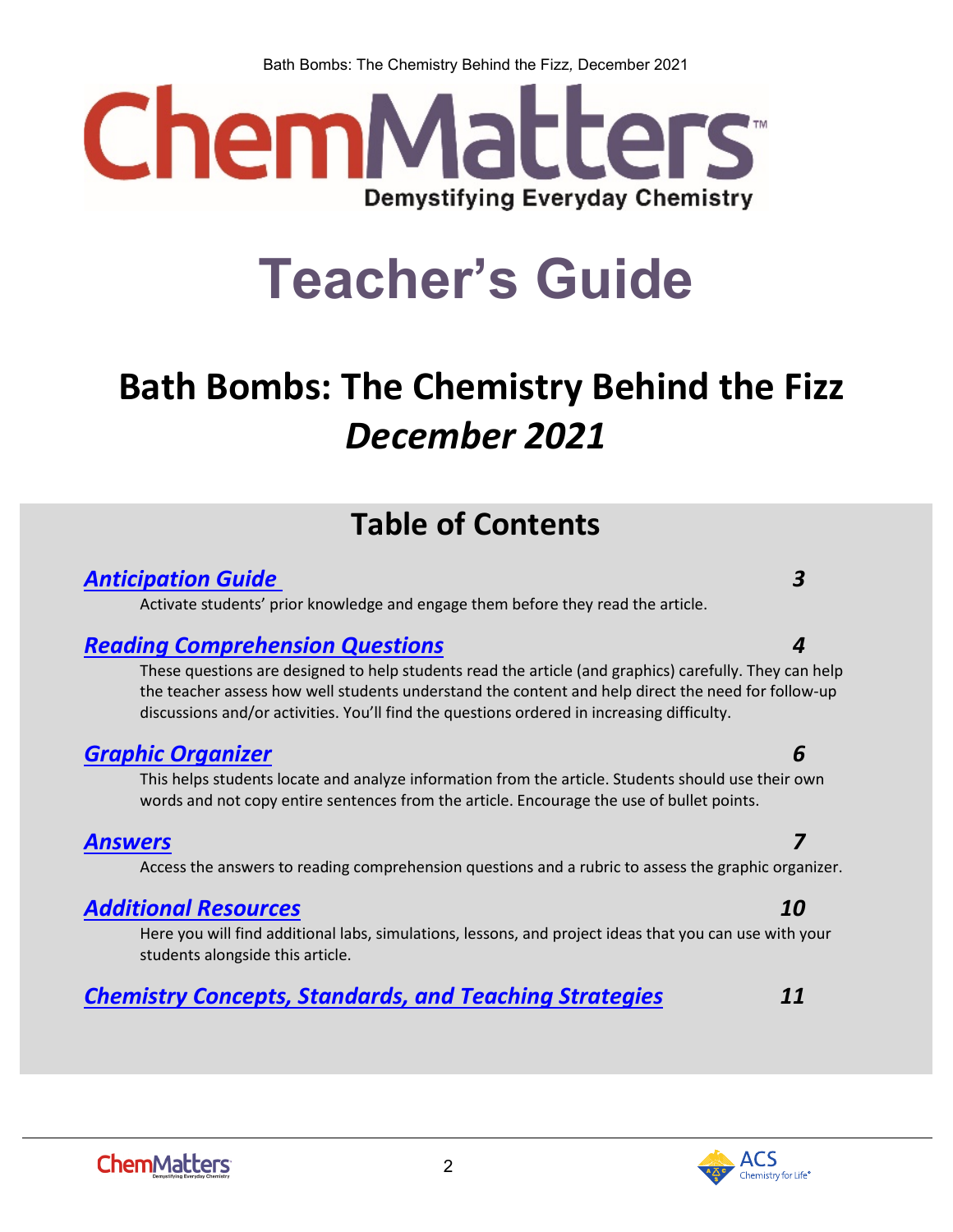# ChemMatters

Demystifying Everyday Chemistry

# Teacher's Guide

## Bath Bombs: The Chemistry Behind the Fizz *December 2021*

## Table of Contents

***Anticipation Guide*** **3**

Activate students' prior knowledge and engage them before they read the article.

***Reading Comprehension Questions*** **4**

These questions are designed to help students read the article (and graphics) carefully. They can help the teacher assess how well students understand the content and help direct the need for follow-up discussions and/or activities. You'll find the questions ordered in increasing difficulty.

***Graphic Organizer*** **6**

This helps students locate and analyze information from the article. Students should use their own words and not copy entire sentences from the article. Encourage the use of bullet points.

***Answers*** **7**

Access the answers to reading comprehension questions and a rubric to assess the graphic organizer.

***Additional Resources*** **10**

Here you will find additional labs, simulations, lessons, and project ideas that you can use with your students alongside this article.

***Chemistry Concepts, Standards, and Teaching Strategies*** **11**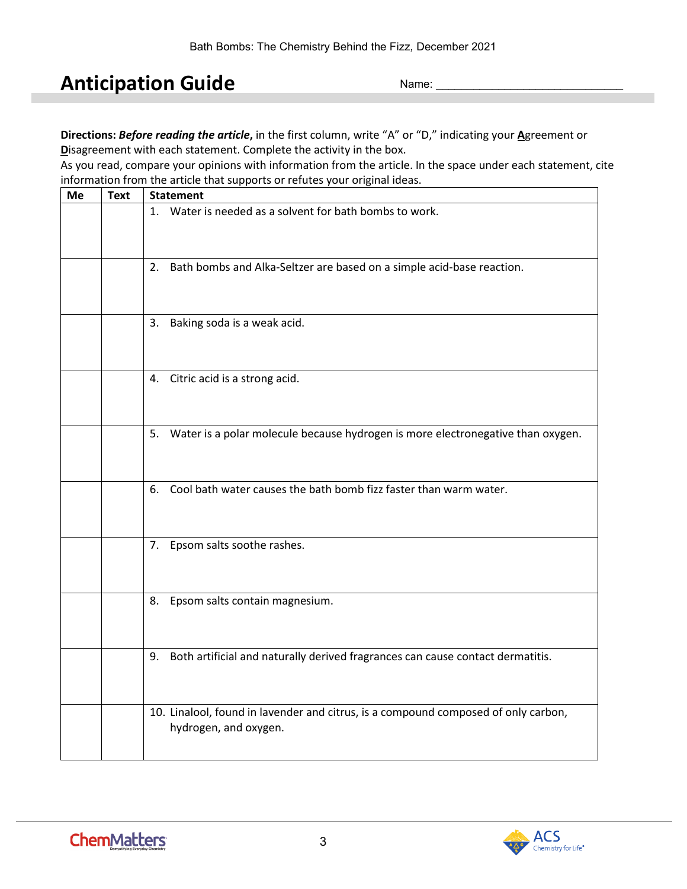# Anticipation Guide

Name: ______________________________

**Directions:** ***Before reading the article*****,** in the first column, write "A" or "D," indicating your **A**greement or **D**isagreement with each statement. Complete the activity in the box.
As you read, compare your opinions with information from the article. In the space under each statement, cite information from the article that supports or refutes your original ideas.

| Me | Text | Statement |
|---|---|---|
| | | 1. Water is needed as a solvent for bath bombs to work. |
| | | 2. Bath bombs and Alka-Seltzer are based on a simple acid-base reaction. |
| | | 3. Baking soda is a weak acid. |
| | | 4. Citric acid is a strong acid. |
| | | 5. Water is a polar molecule because hydrogen is more electronegative than oxygen. |
| | | 6. Cool bath water causes the bath bomb fizz faster than warm water. |
| | | 7. Epsom salts soothe rashes. |
| | | 8. Epsom salts contain magnesium. |
| | | 9. Both artificial and naturally derived fragrances can cause contact dermatitis. |
| | | 10. Linalool, found in lavender and citrus, is a compound composed of only carbon, hydrogen, and oxygen. |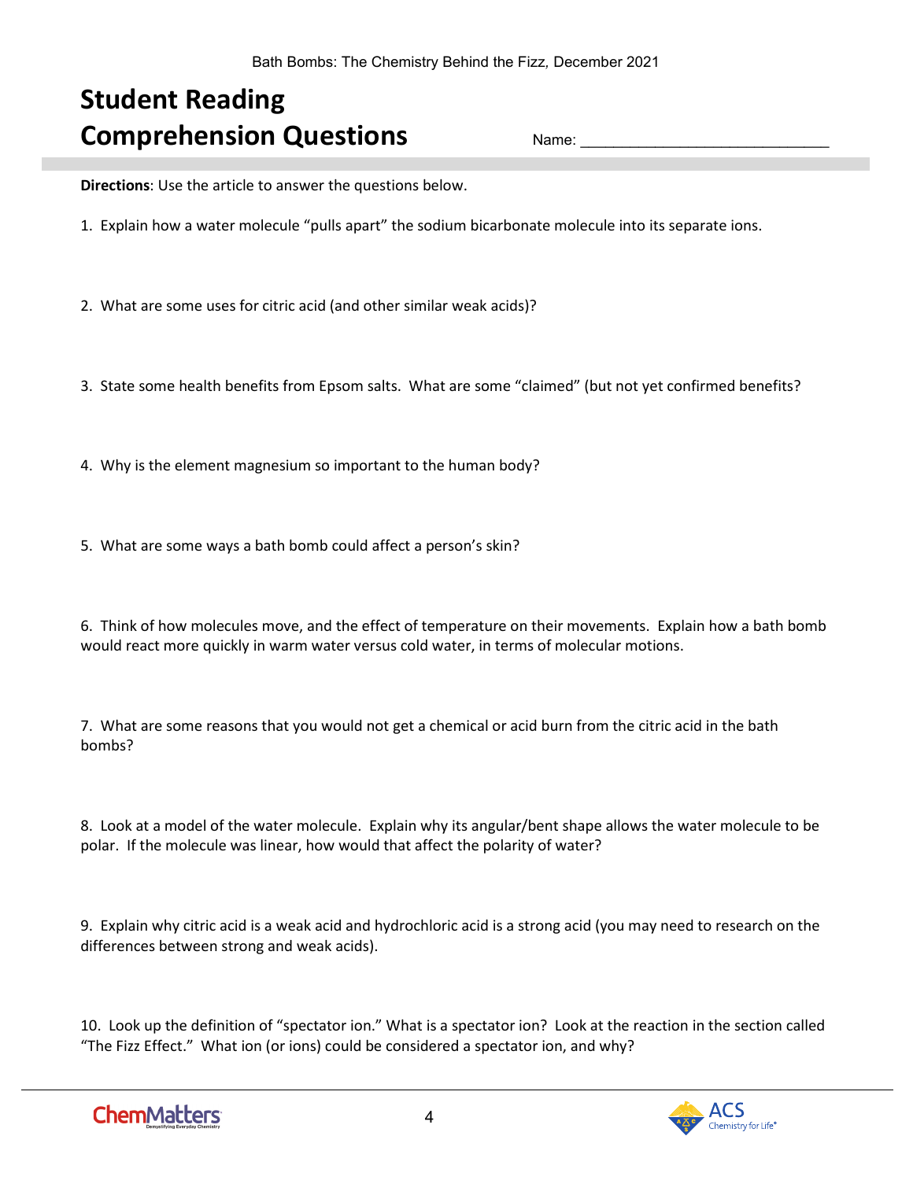# Student Reading Comprehension Questions

Name: ______________________________

**Directions**: Use the article to answer the questions below.

1. Explain how a water molecule "pulls apart" the sodium bicarbonate molecule into its separate ions.

2. What are some uses for citric acid (and other similar weak acids)?

3. State some health benefits from Epsom salts. What are some "claimed" (but not yet confirmed benefits?

4. Why is the element magnesium so important to the human body?

5. What are some ways a bath bomb could affect a person's skin?

6. Think of how molecules move, and the effect of temperature on their movements. Explain how a bath bomb would react more quickly in warm water versus cold water, in terms of molecular motions.

7. What are some reasons that you would not get a chemical or acid burn from the citric acid in the bath bombs?

8. Look at a model of the water molecule. Explain why its angular/bent shape allows the water molecule to be polar. If the molecule was linear, how would that affect the polarity of water?

9. Explain why citric acid is a weak acid and hydrochloric acid is a strong acid (you may need to research on the differences between strong and weak acids).

10. Look up the definition of "spectator ion." What is a spectator ion? Look at the reaction in the section called "The Fizz Effect." What ion (or ions) could be considered a spectator ion, and why?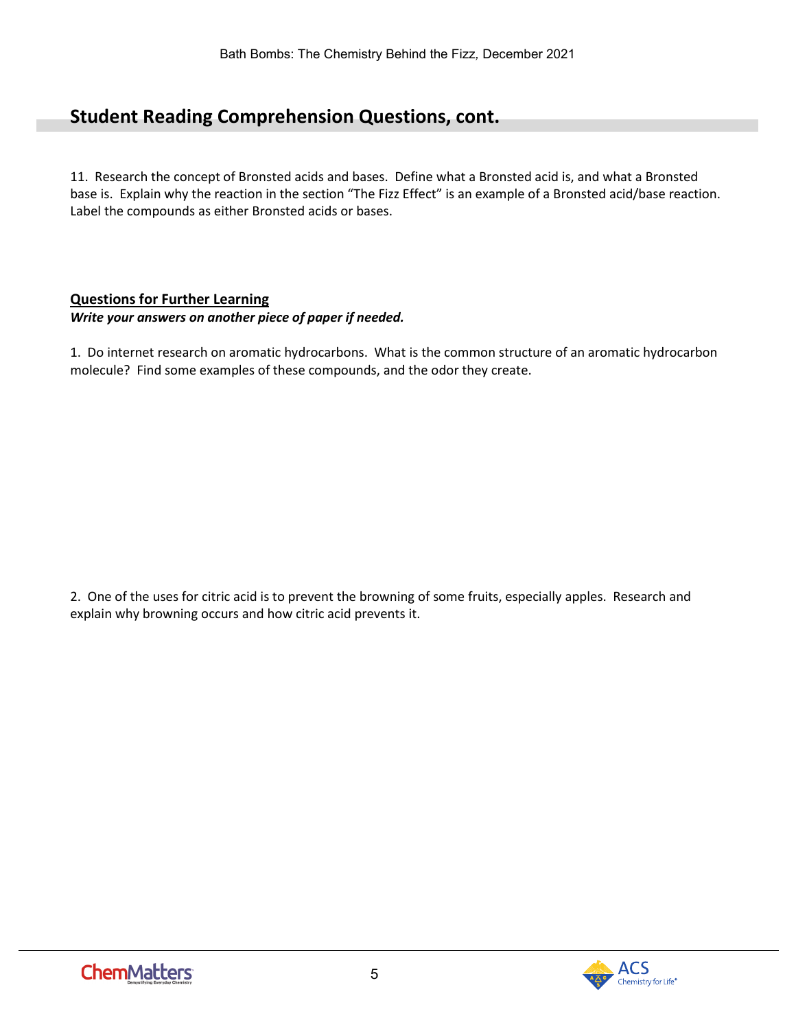## Student Reading Comprehension Questions, cont.

11. Research the concept of Bronsted acids and bases. Define what a Bronsted acid is, and what a Bronsted base is. Explain why the reaction in the section "The Fizz Effect" is an example of a Bronsted acid/base reaction. Label the compounds as either Bronsted acids or bases.

**<u>Questions for Further Learning</u>**

***Write your answers on another piece of paper if needed.***

1. Do internet research on aromatic hydrocarbons. What is the common structure of an aromatic hydrocarbon molecule? Find some examples of these compounds, and the odor they create.

2. One of the uses for citric acid is to prevent the browning of some fruits, especially apples. Research and explain why browning occurs and how citric acid prevents it.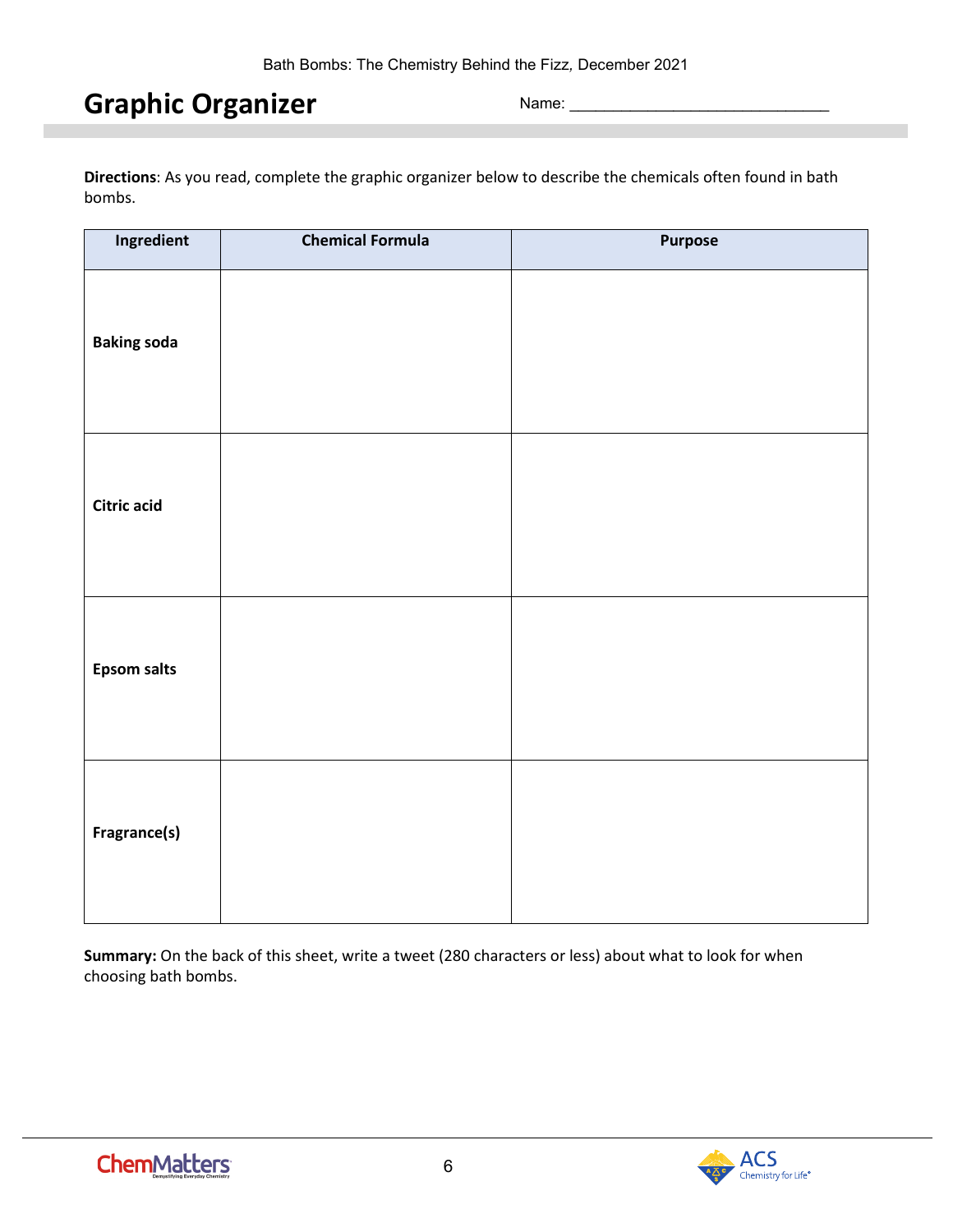# Graphic Organizer

Name: ______________________________

**Directions**: As you read, complete the graphic organizer below to describe the chemicals often found in bath bombs.

| Ingredient | Chemical Formula | Purpose |
|---|---|---|
| **Baking soda** | | |
| **Citric acid** | | |
| **Epsom salts** | | |
| **Fragrance(s)** | | |

**Summary:** On the back of this sheet, write a tweet (280 characters or less) about what to look for when choosing bath bombs.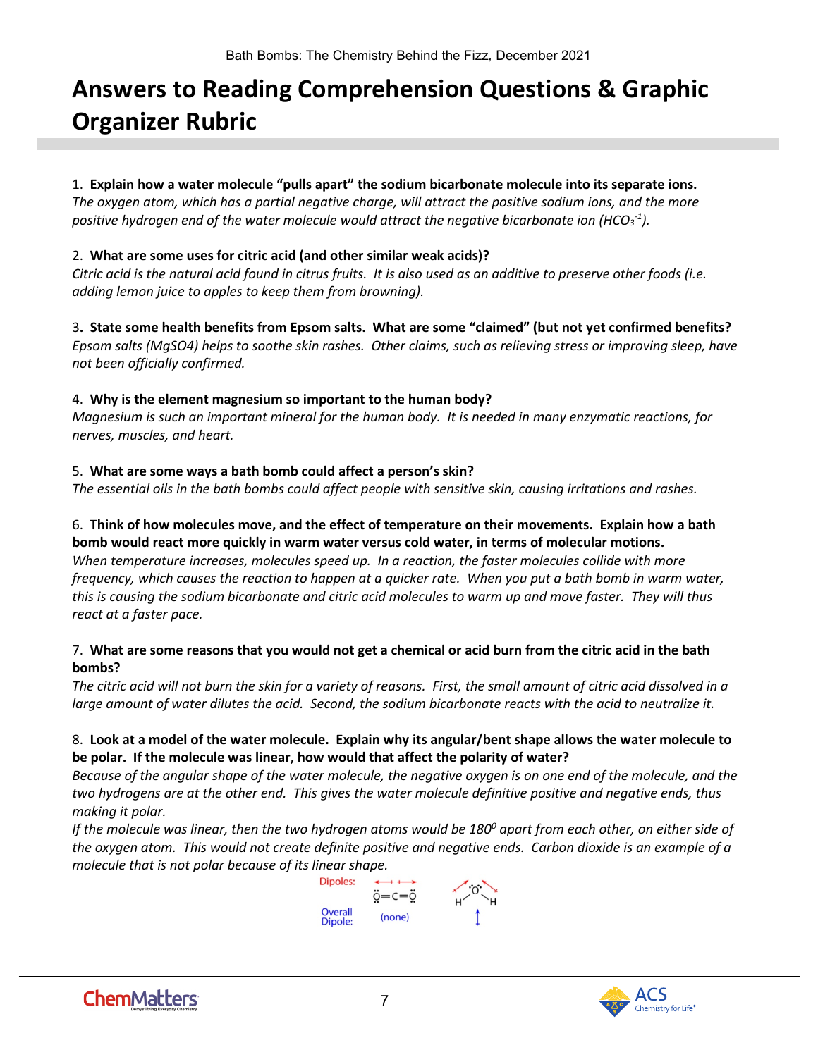# Answers to Reading Comprehension Questions & Graphic Organizer Rubric

1. **Explain how a water molecule "pulls apart" the sodium bicarbonate molecule into its separate ions.**
*The oxygen atom, which has a partial negative charge, will attract the positive sodium ions, and the more positive hydrogen end of the water molecule would attract the negative bicarbonate ion ($HCO_3^{-1}$).*

2. **What are some uses for citric acid (and other similar weak acids)?**
*Citric acid is the natural acid found in citrus fruits. It is also used as an additive to preserve other foods (i.e. adding lemon juice to apples to keep them from browning).*

3. **State some health benefits from Epsom salts. What are some "claimed" (but not yet confirmed benefits?**
*Epsom salts ($MgSO_4$) helps to soothe skin rashes. Other claims, such as relieving stress or improving sleep, have not been officially confirmed.*

4. **Why is the element magnesium so important to the human body?**
*Magnesium is such an important mineral for the human body. It is needed in many enzymatic reactions, for nerves, muscles, and heart.*

5. **What are some ways a bath bomb could affect a person's skin?**
*The essential oils in the bath bombs could affect people with sensitive skin, causing irritations and rashes.*

6. **Think of how molecules move, and the effect of temperature on their movements. Explain how a bath bomb would react more quickly in warm water versus cold water, in terms of molecular motions.**
*When temperature increases, molecules speed up. In a reaction, the faster molecules collide with more frequency, which causes the reaction to happen at a quicker rate. When you put a bath bomb in warm water, this is causing the sodium bicarbonate and citric acid molecules to warm up and move faster. They will thus react at a faster pace.*

7. **What are some reasons that you would not get a chemical or acid burn from the citric acid in the bath bombs?**
*The citric acid will not burn the skin for a variety of reasons. First, the small amount of citric acid dissolved in a large amount of water dilutes the acid. Second, the sodium bicarbonate reacts with the acid to neutralize it.*

8. **Look at a model of the water molecule. Explain why its angular/bent shape allows the water molecule to be polar. If the molecule was linear, how would that affect the polarity of water?**
*Because of the angular shape of the water molecule, the negative oxygen is on one end of the molecule, and the two hydrogens are at the other end. This gives the water molecule definitive positive and negative ends, thus making it polar.*
*If the molecule was linear, then the two hydrogen atoms would be 180$^0$ apart from each other, on either side of the oxygen atom. This would not create definite positive and negative ends. Carbon dioxide is an example of a molecule that is not polar because of its linear shape.*

Dipoles: O=C=O | H–O–H
Overall Dipole: (none)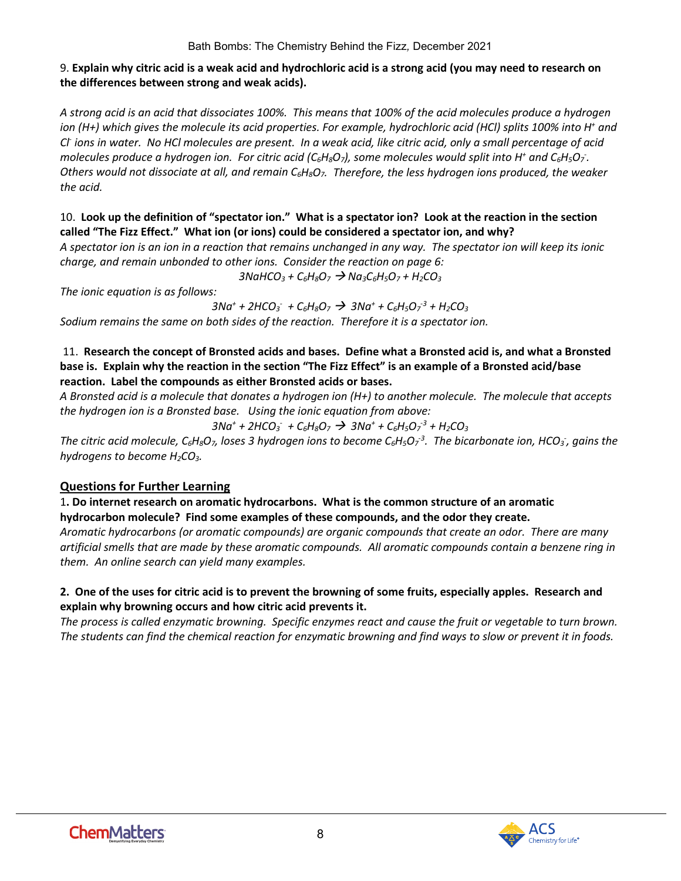9. **Explain why citric acid is a weak acid and hydrochloric acid is a strong acid (you may need to research on the differences between strong and weak acids).**

*A strong acid is an acid that dissociates 100%. This means that 100% of the acid molecules produce a hydrogen ion (H+) which gives the molecule its acid properties. For example, hydrochloric acid (HCl) splits 100% into $H^+$ and $Cl^-$ ions in water. No HCl molecules are present. In a weak acid, like citric acid, only a small percentage of acid molecules produce a hydrogen ion. For citric acid ($C_6H_8O_7$), some molecules would split into $H^+$ and $C_6H_5O_7^-$. Others would not dissociate at all, and remain $C_6H_8O_7$. Therefore, the less hydrogen ions produced, the weaker the acid.*

10. **Look up the definition of "spectator ion." What is a spectator ion? Look at the reaction in the section called "The Fizz Effect." What ion (or ions) could be considered a spectator ion, and why?**

*A spectator ion is an ion in a reaction that remains unchanged in any way. The spectator ion will keep its ionic charge, and remain unbonded to other ions. Consider the reaction on page 6:*

$$3NaHCO_3 + C_6H_8O_7 \rightarrow Na_3C_6H_5O_7 + H_2CO_3$$

*The ionic equation is as follows:*

$$3Na^+ + 2HCO_3^- + C_6H_8O_7 \rightarrow 3Na^+ + C_6H_5O_7^{-3} + H_2CO_3$$

*Sodium remains the same on both sides of the reaction. Therefore it is a spectator ion.*

11. **Research the concept of Bronsted acids and bases. Define what a Bronsted acid is, and what a Bronsted base is. Explain why the reaction in the section "The Fizz Effect" is an example of a Bronsted acid/base reaction. Label the compounds as either Bronsted acids or bases.**

*A Bronsted acid is a molecule that donates a hydrogen ion (H+) to another molecule. The molecule that accepts the hydrogen ion is a Bronsted base. Using the ionic equation from above:*

$$3Na^+ + 2HCO_3^- + C_6H_8O_7 \rightarrow 3Na^+ + C_6H_5O_7^{-3} + H_2CO_3$$

*The citric acid molecule, $C_6H_8O_7$, loses 3 hydrogen ions to become $C_6H_5O_7^{-3}$. The bicarbonate ion, $HCO_3^-$, gains the hydrogens to become $H_2CO_3$.*

## Questions for Further Learning

1. **Do internet research on aromatic hydrocarbons. What is the common structure of an aromatic hydrocarbon molecule? Find some examples of these compounds, and the odor they create.**

*Aromatic hydrocarbons (or aromatic compounds) are organic compounds that create an odor. There are many artificial smells that are made by these aromatic compounds. All aromatic compounds contain a benzene ring in them. An online search can yield many examples.*

**2. One of the uses for citric acid is to prevent the browning of some fruits, especially apples. Research and explain why browning occurs and how citric acid prevents it.**

*The process is called enzymatic browning. Specific enzymes react and cause the fruit or vegetable to turn brown. The students can find the chemical reaction for enzymatic browning and find ways to slow or prevent it in foods.*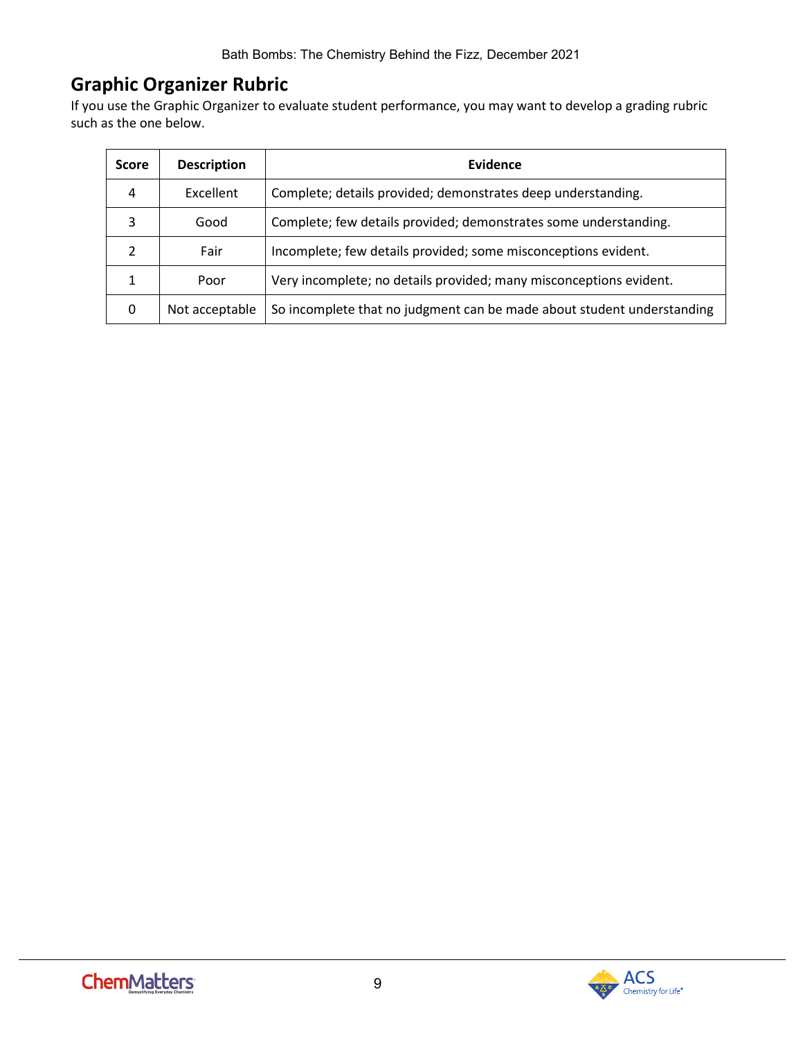## Graphic Organizer Rubric

If you use the Graphic Organizer to evaluate student performance, you may want to develop a grading rubric such as the one below.

| Score | Description | Evidence |
|---|---|---|
| 4 | Excellent | Complete; details provided; demonstrates deep understanding. |
| 3 | Good | Complete; few details provided; demonstrates some understanding. |
| 2 | Fair | Incomplete; few details provided; some misconceptions evident. |
| 1 | Poor | Very incomplete; no details provided; many misconceptions evident. |
| 0 | Not acceptable | So incomplete that no judgment can be made about student understanding |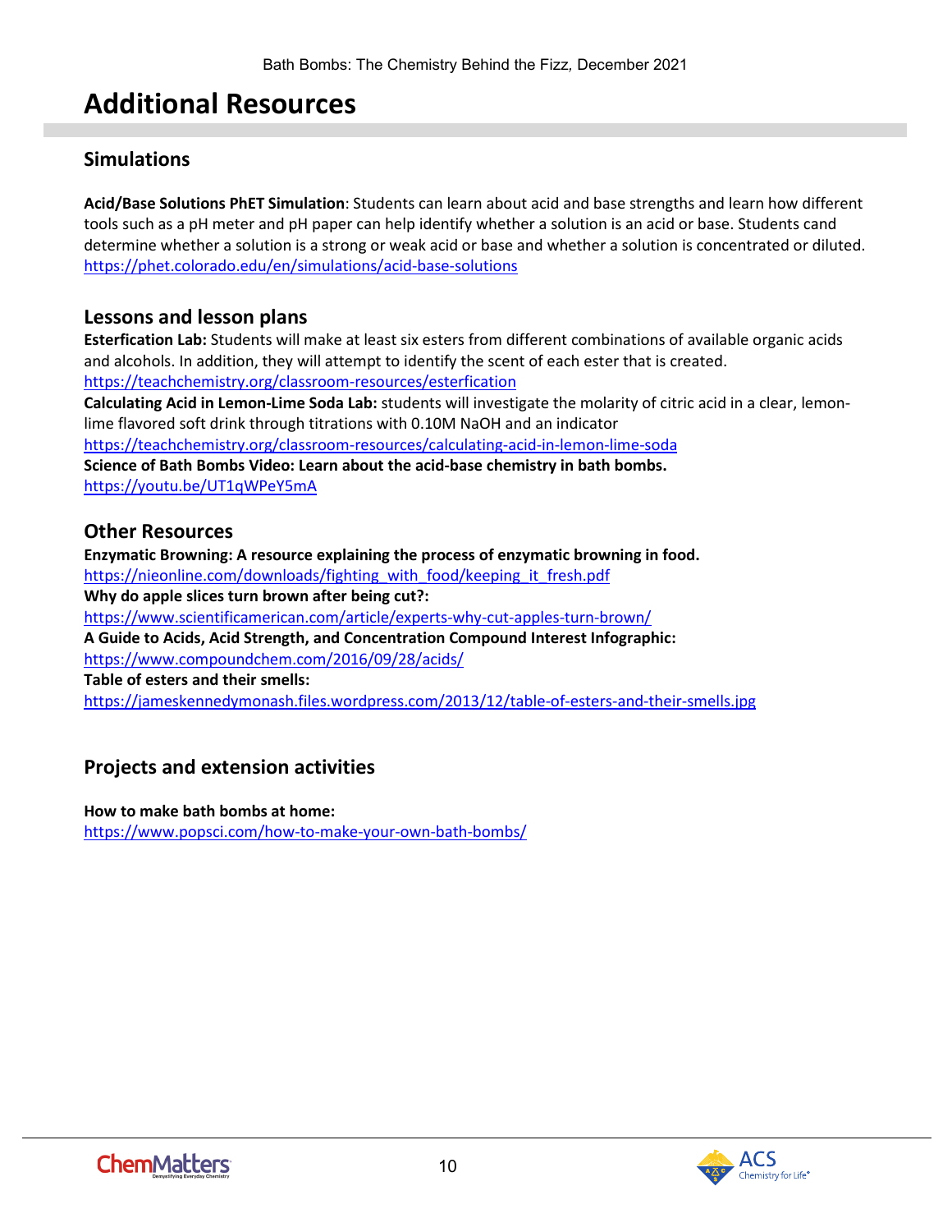# Additional Resources

## Simulations

**Acid/Base Solutions PhET Simulation**: Students can learn about acid and base strengths and learn how different tools such as a pH meter and pH paper can help identify whether a solution is an acid or base. Students cand determine whether a solution is a strong or weak acid or base and whether a solution is concentrated or diluted. https://phet.colorado.edu/en/simulations/acid-base-solutions

## Lessons and lesson plans

**Esterfication Lab:** Students will make at least six esters from different combinations of available organic acids and alcohols. In addition, they will attempt to identify the scent of each ester that is created.
https://teachchemistry.org/classroom-resources/esterfication

**Calculating Acid in Lemon-Lime Soda Lab:** students will investigate the molarity of citric acid in a clear, lemon-lime flavored soft drink through titrations with 0.10M NaOH and an indicator
https://teachchemistry.org/classroom-resources/calculating-acid-in-lemon-lime-soda

**Science of Bath Bombs Video: Learn about the acid-base chemistry in bath bombs.**
https://youtu.be/UT1qWPeY5mA

## Other Resources

**Enzymatic Browning: A resource explaining the process of enzymatic browning in food.**
https://nieonline.com/downloads/fighting_with_food/keeping_it_fresh.pdf

**Why do apple slices turn brown after being cut?:**
https://www.scientificamerican.com/article/experts-why-cut-apples-turn-brown/

**A Guide to Acids, Acid Strength, and Concentration Compound Interest Infographic:**
https://www.compoundchem.com/2016/09/28/acids/

**Table of esters and their smells:**
https://jameskennedymonash.files.wordpress.com/2013/12/table-of-esters-and-their-smells.jpg

## Projects and extension activities

**How to make bath bombs at home:**
https://www.popsci.com/how-to-make-your-own-bath-bombs/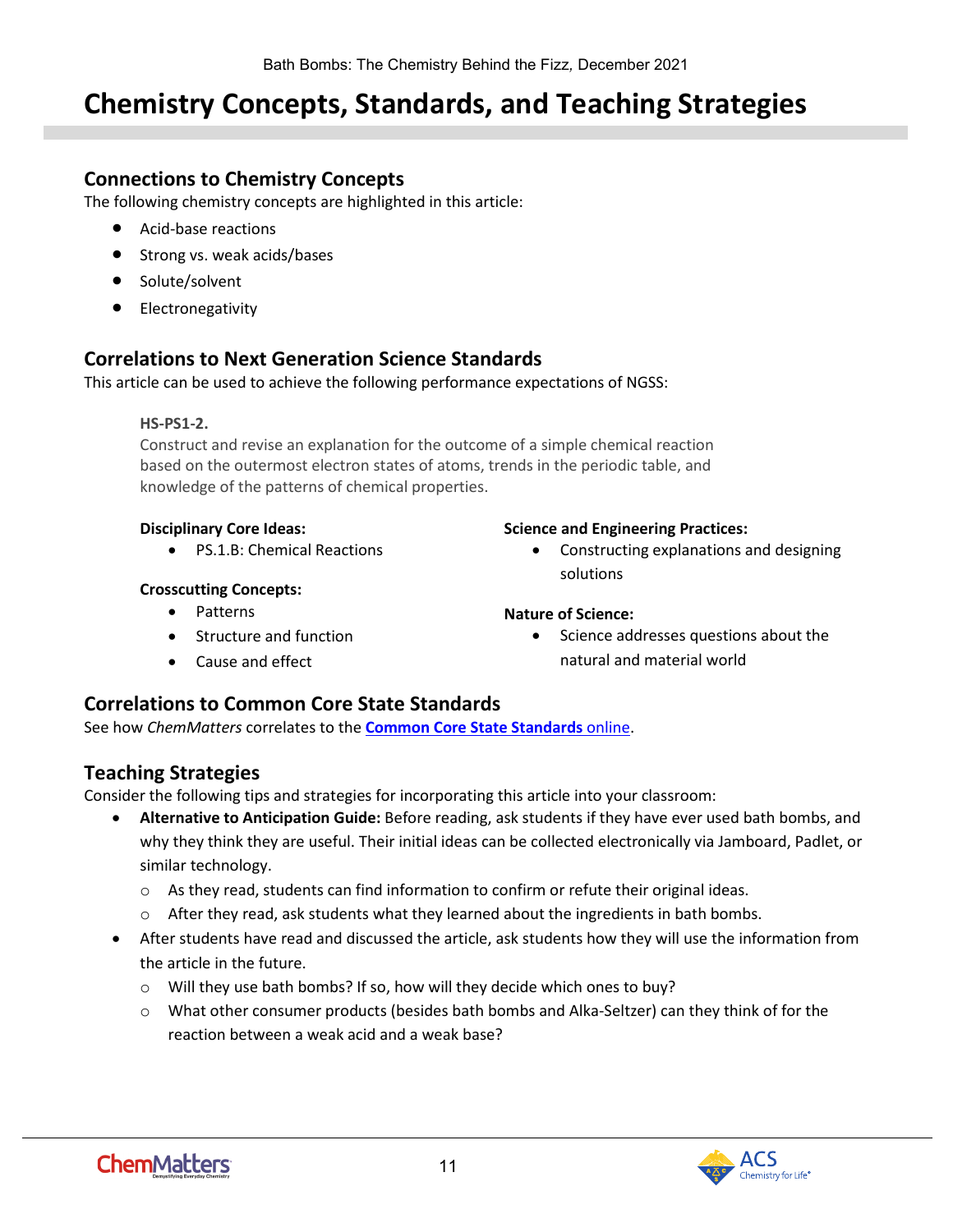# Chemistry Concepts, Standards, and Teaching Strategies

## Connections to Chemistry Concepts

The following chemistry concepts are highlighted in this article:

- Acid-base reactions
- Strong vs. weak acids/bases
- Solute/solvent
- Electronegativity

## Correlations to Next Generation Science Standards

This article can be used to achieve the following performance expectations of NGSS:

**HS-PS1-2.**
Construct and revise an explanation for the outcome of a simple chemical reaction based on the outermost electron states of atoms, trends in the periodic table, and knowledge of the patterns of chemical properties.

**Disciplinary Core Ideas:**

- PS.1.B: Chemical Reactions

**Crosscutting Concepts:**

- Patterns
- Structure and function
- Cause and effect

**Science and Engineering Practices:**

- Constructing explanations and designing solutions

**Nature of Science:**

- Science addresses questions about the natural and material world

## Correlations to Common Core State Standards

See how *ChemMatters* correlates to the **Common Core State Standards** online.

## Teaching Strategies

Consider the following tips and strategies for incorporating this article into your classroom:

- **Alternative to Anticipation Guide:** Before reading, ask students if they have ever used bath bombs, and why they think they are useful. Their initial ideas can be collected electronically via Jamboard, Padlet, or similar technology.
  - As they read, students can find information to confirm or refute their original ideas.
  - After they read, ask students what they learned about the ingredients in bath bombs.
- After students have read and discussed the article, ask students how they will use the information from the article in the future.
  - Will they use bath bombs? If so, how will they decide which ones to buy?
  - What other consumer products (besides bath bombs and Alka-Seltzer) can they think of for the reaction between a weak acid and a weak base?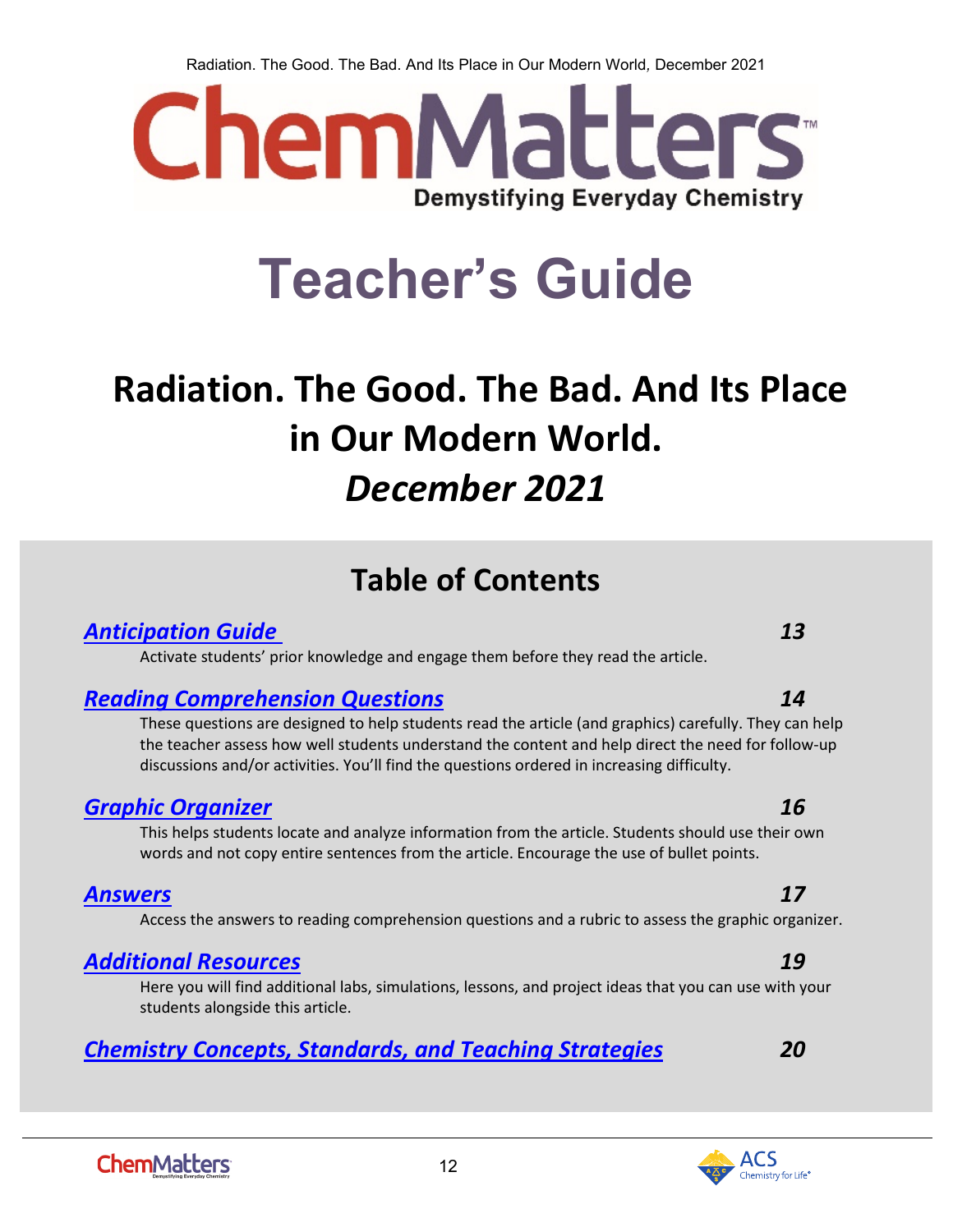# ChemMatters

Demystifying Everyday Chemistry

# Teacher's Guide

## Radiation. The Good. The Bad. And Its Place in Our Modern World.

## *December 2021*

## Table of Contents

***Anticipation Guide*** **13**

Activate students' prior knowledge and engage them before they read the article.

***Reading Comprehension Questions*** **14**

These questions are designed to help students read the article (and graphics) carefully. They can help the teacher assess how well students understand the content and help direct the need for follow-up discussions and/or activities. You'll find the questions ordered in increasing difficulty.

***Graphic Organizer*** **16**

This helps students locate and analyze information from the article. Students should use their own words and not copy entire sentences from the article. Encourage the use of bullet points.

***Answers*** **17**

Access the answers to reading comprehension questions and a rubric to assess the graphic organizer.

***Additional Resources*** **19**

Here you will find additional labs, simulations, lessons, and project ideas that you can use with your students alongside this article.

***Chemistry Concepts, Standards, and Teaching Strategies*** **20**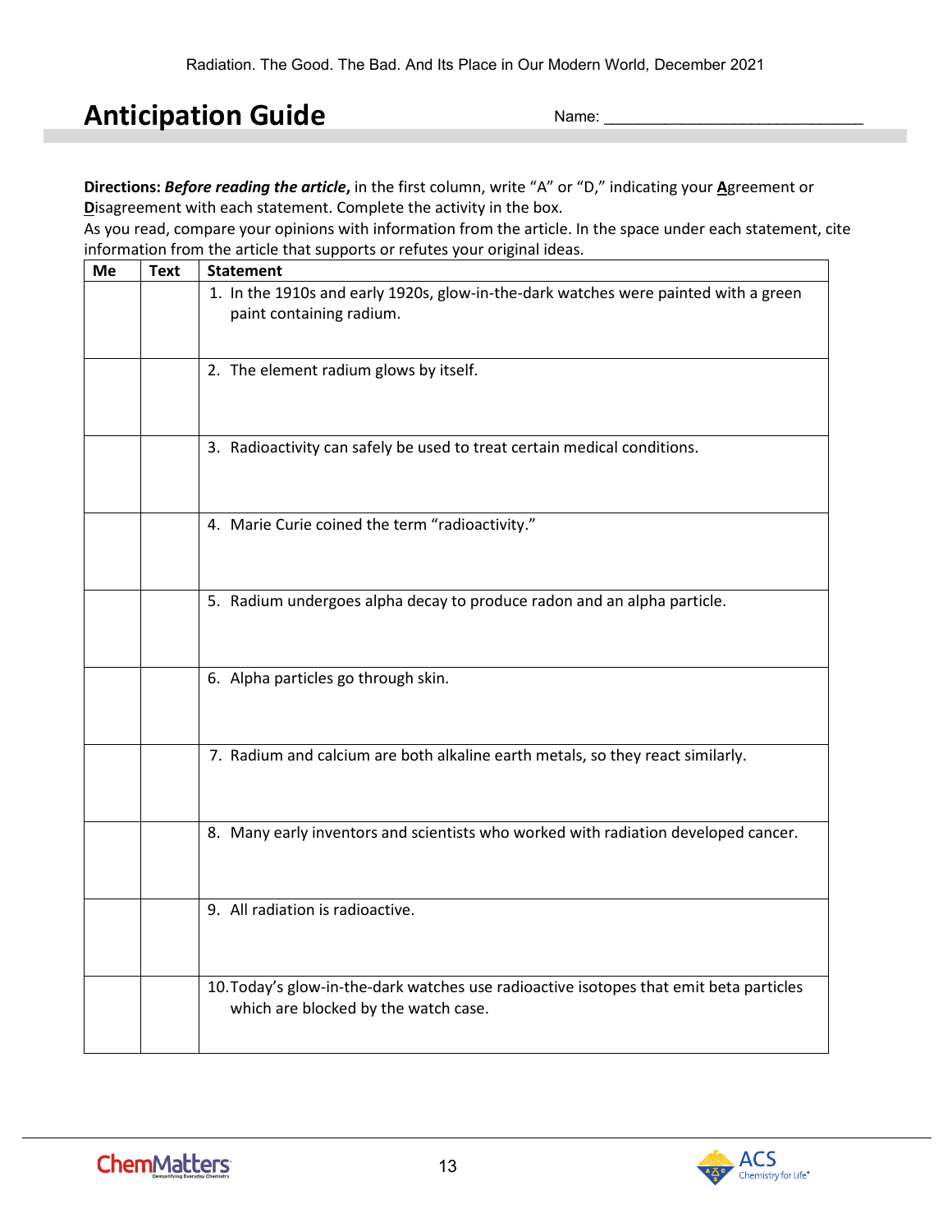# Anticipation Guide

Name: ______________________________

**Directions:** ***Before reading the article*****,** in the first column, write "A" or "D," indicating your **A**greement or **D**isagreement with each statement. Complete the activity in the box.

As you read, compare your opinions with information from the article. In the space under each statement, cite information from the article that supports or refutes your original ideas.

| Me | Text | Statement |
|---|---|---|
| | | 1. In the 1910s and early 1920s, glow-in-the-dark watches were painted with a green paint containing radium. |
| | | 2. The element radium glows by itself. |
| | | 3. Radioactivity can safely be used to treat certain medical conditions. |
| | | 4. Marie Curie coined the term "radioactivity." |
| | | 5. Radium undergoes alpha decay to produce radon and an alpha particle. |
| | | 6. Alpha particles go through skin. |
| | | 7. Radium and calcium are both alkaline earth metals, so they react similarly. |
| | | 8. Many early inventors and scientists who worked with radiation developed cancer. |
| | | 9. All radiation is radioactive. |
| | | 10. Today's glow-in-the-dark watches use radioactive isotopes that emit beta particles which are blocked by the watch case. |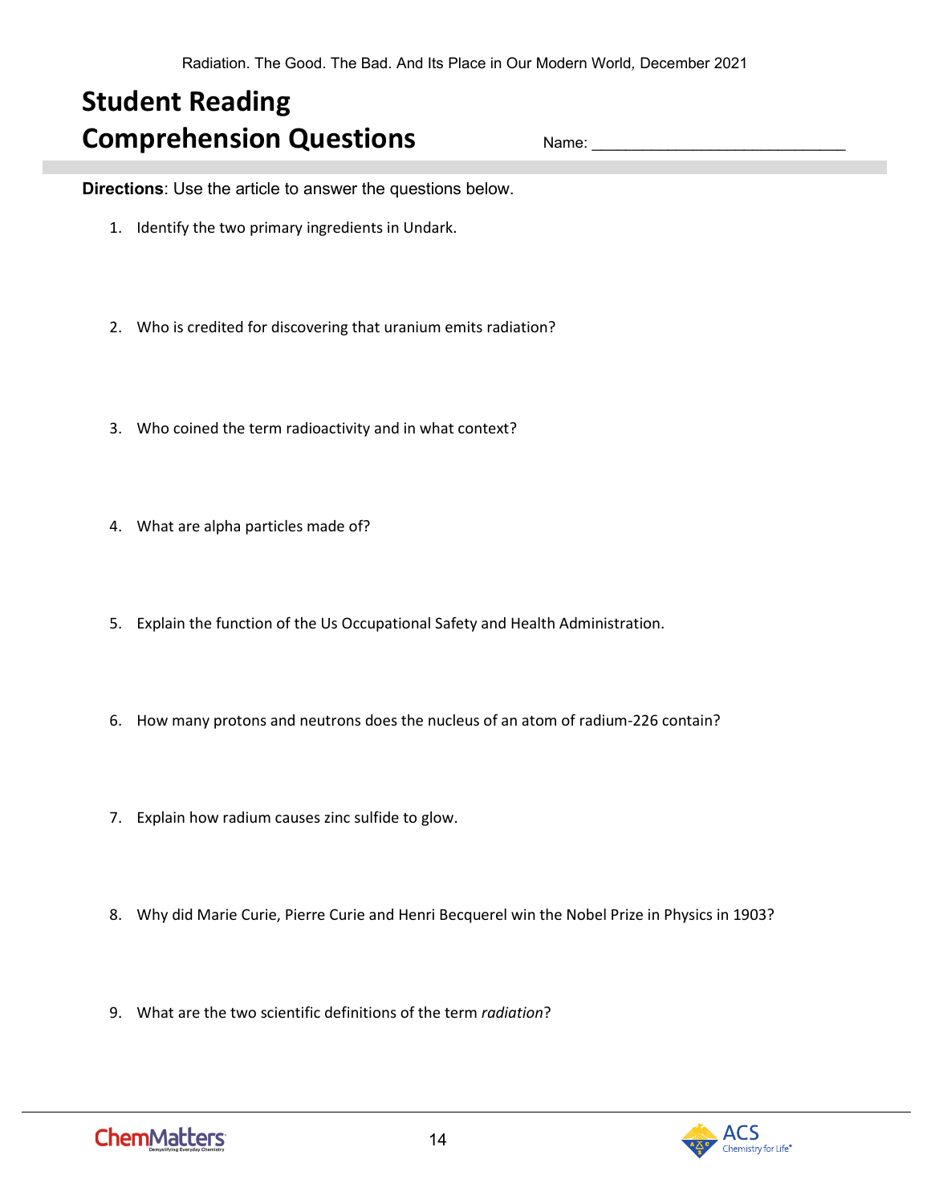# Student Reading Comprehension Questions

Name: ______________________________

**Directions**: Use the article to answer the questions below.

1. Identify the two primary ingredients in Undark.

2. Who is credited for discovering that uranium emits radiation?

3. Who coined the term radioactivity and in what context?

4. What are alpha particles made of?

5. Explain the function of the Us Occupational Safety and Health Administration.

6. How many protons and neutrons does the nucleus of an atom of radium-226 contain?

7. Explain how radium causes zinc sulfide to glow.

8. Why did Marie Curie, Pierre Curie and Henri Becquerel win the Nobel Prize in Physics in 1903?

9. What are the two scientific definitions of the term *radiation*?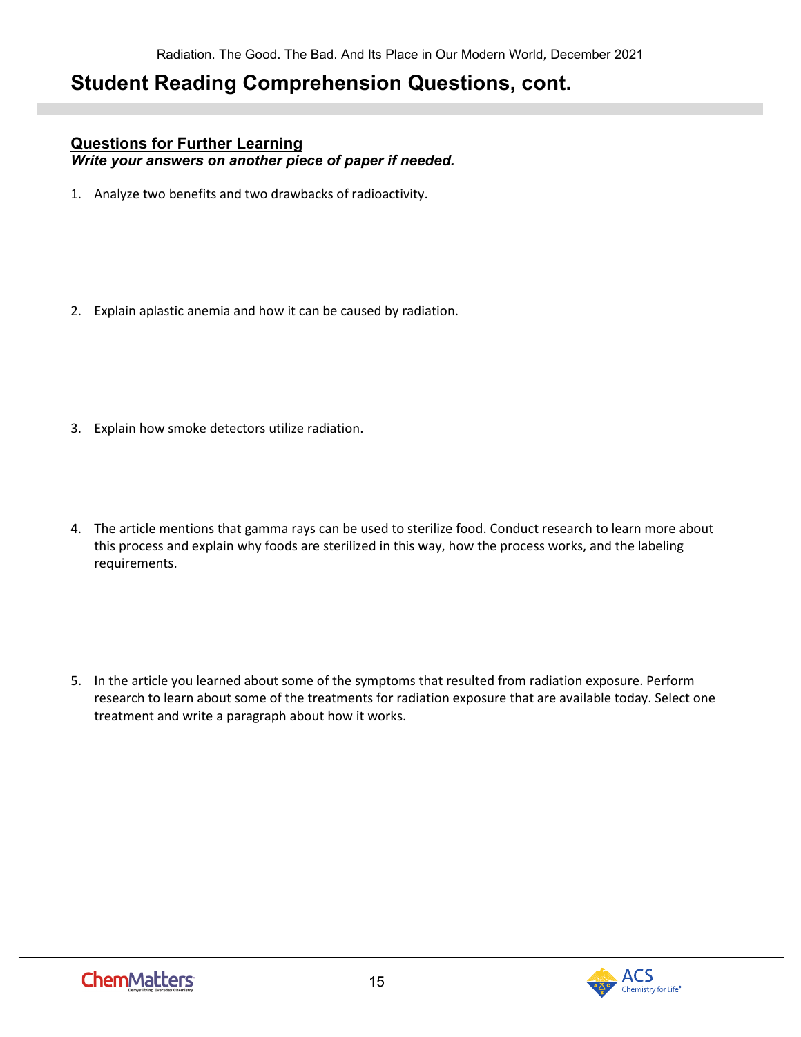# Student Reading Comprehension Questions, cont.

**Questions for Further Learning**

***Write your answers on another piece of paper if needed.***

1. Analyze two benefits and two drawbacks of radioactivity.

2. Explain aplastic anemia and how it can be caused by radiation.

3. Explain how smoke detectors utilize radiation.

4. The article mentions that gamma rays can be used to sterilize food. Conduct research to learn more about this process and explain why foods are sterilized in this way, how the process works, and the labeling requirements.

5. In the article you learned about some of the symptoms that resulted from radiation exposure. Perform research to learn about some of the treatments for radiation exposure that are available today. Select one treatment and write a paragraph about how it works.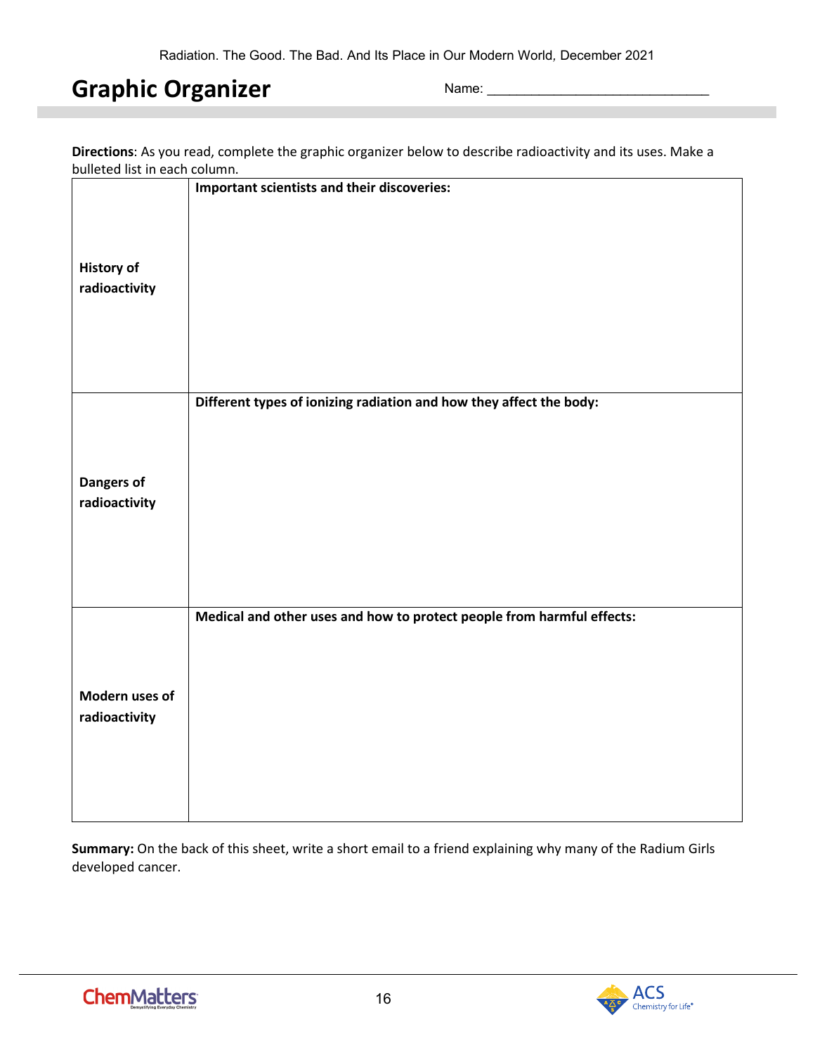# Graphic Organizer

Name: ______________________________

**Directions**: As you read, complete the graphic organizer below to describe radioactivity and its uses. Make a bulleted list in each column.

| | |
|---|---|
| **History of radioactivity** | **Important scientists and their discoveries:** |
| **Dangers of radioactivity** | **Different types of ionizing radiation and how they affect the body:** |
| **Modern uses of radioactivity** | **Medical and other uses and how to protect people from harmful effects:** |

**Summary:** On the back of this sheet, write a short email to a friend explaining why many of the Radium Girls developed cancer.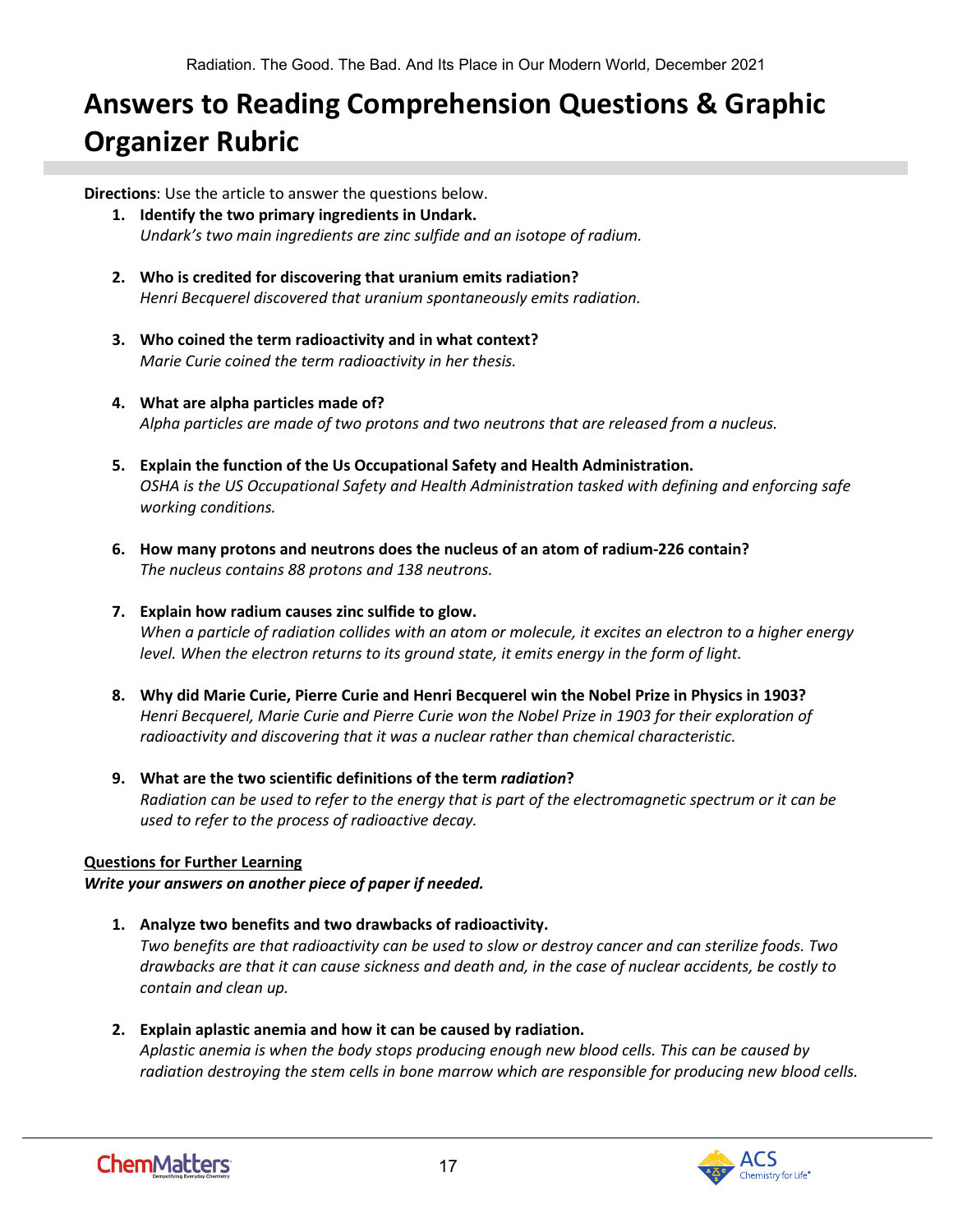# Answers to Reading Comprehension Questions & Graphic Organizer Rubric

**Directions**: Use the article to answer the questions below.

1. **Identify the two primary ingredients in Undark.**
   *Undark's two main ingredients are zinc sulfide and an isotope of radium.*

2. **Who is credited for discovering that uranium emits radiation?**
   *Henri Becquerel discovered that uranium spontaneously emits radiation.*

3. **Who coined the term radioactivity and in what context?**
   *Marie Curie coined the term radioactivity in her thesis.*

4. **What are alpha particles made of?**
   *Alpha particles are made of two protons and two neutrons that are released from a nucleus.*

5. **Explain the function of the Us Occupational Safety and Health Administration.**
   *OSHA is the US Occupational Safety and Health Administration tasked with defining and enforcing safe working conditions.*

6. **How many protons and neutrons does the nucleus of an atom of radium-226 contain?**
   *The nucleus contains 88 protons and 138 neutrons.*

7. **Explain how radium causes zinc sulfide to glow.**
   *When a particle of radiation collides with an atom or molecule, it excites an electron to a higher energy level. When the electron returns to its ground state, it emits energy in the form of light.*

8. **Why did Marie Curie, Pierre Curie and Henri Becquerel win the Nobel Prize in Physics in 1903?**
   *Henri Becquerel, Marie Curie and Pierre Curie won the Nobel Prize in 1903 for their exploration of radioactivity and discovering that it was a nuclear rather than chemical characteristic.*

9. **What are the two scientific definitions of the term *radiation*?**
   *Radiation can be used to refer to the energy that is part of the electromagnetic spectrum or it can be used to refer to the process of radioactive decay.*

<u>**Questions for Further Learning**</u>

***Write your answers on another piece of paper if needed.***

1. **Analyze two benefits and two drawbacks of radioactivity.**
   *Two benefits are that radioactivity can be used to slow or destroy cancer and can sterilize foods. Two drawbacks are that it can cause sickness and death and, in the case of nuclear accidents, be costly to contain and clean up.*

2. **Explain aplastic anemia and how it can be caused by radiation.**
   *Aplastic anemia is when the body stops producing enough new blood cells. This can be caused by radiation destroying the stem cells in bone marrow which are responsible for producing new blood cells.*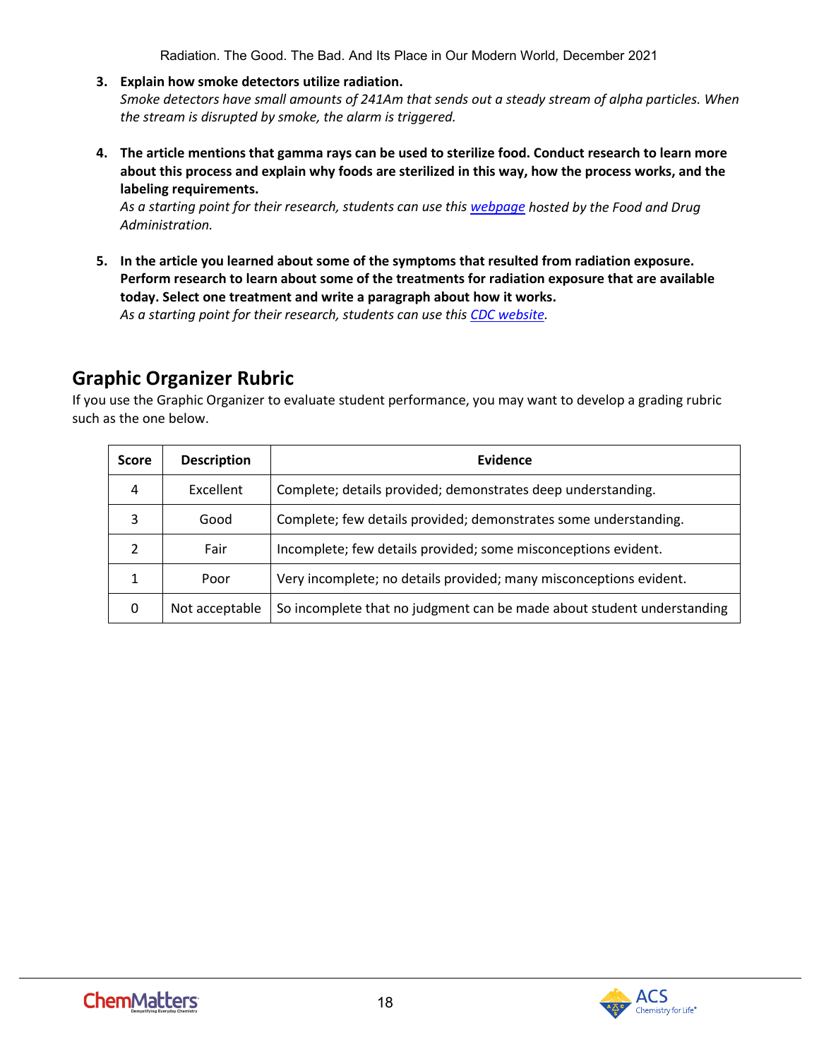3. **Explain how smoke detectors utilize radiation.**
   *Smoke detectors have small amounts of 241Am that sends out a steady stream of alpha particles. When the stream is disrupted by smoke, the alarm is triggered.*

4. **The article mentions that gamma rays can be used to sterilize food. Conduct research to learn more about this process and explain why foods are sterilized in this way, how the process works, and the labeling requirements.**
   *As a starting point for their research, students can use this webpage hosted by the Food and Drug Administration.*

5. **In the article you learned about some of the symptoms that resulted from radiation exposure. Perform research to learn about some of the treatments for radiation exposure that are available today. Select one treatment and write a paragraph about how it works.**
   *As a starting point for their research, students can use this CDC website.*

## Graphic Organizer Rubric

If you use the Graphic Organizer to evaluate student performance, you may want to develop a grading rubric such as the one below.

| Score | Description | Evidence |
|---|---|---|
| 4 | Excellent | Complete; details provided; demonstrates deep understanding. |
| 3 | Good | Complete; few details provided; demonstrates some understanding. |
| 2 | Fair | Incomplete; few details provided; some misconceptions evident. |
| 1 | Poor | Very incomplete; no details provided; many misconceptions evident. |
| 0 | Not acceptable | So incomplete that no judgment can be made about student understanding |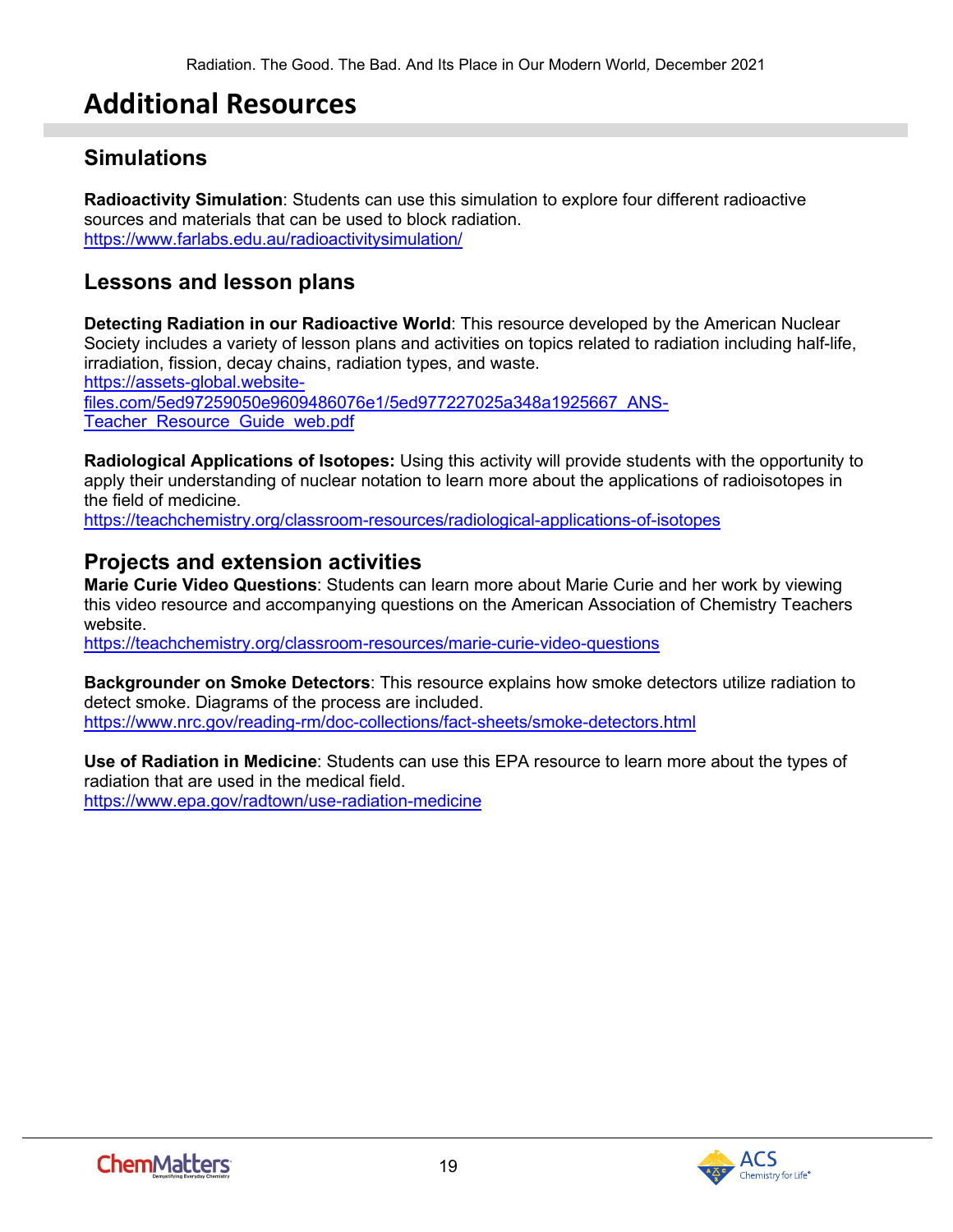# Additional Resources

## Simulations

**Radioactivity Simulation**: Students can use this simulation to explore four different radioactive sources and materials that can be used to block radiation.
https://www.farlabs.edu.au/radioactivitysimulation/

## Lessons and lesson plans

**Detecting Radiation in our Radioactive World**: This resource developed by the American Nuclear Society includes a variety of lesson plans and activities on topics related to radiation including half-life, irradiation, fission, decay chains, radiation types, and waste.
https://assets-global.website-files.com/5ed97259050e9609486076e1/5ed977227025a348a1925667_ANS-Teacher_Resource_Guide_web.pdf

**Radiological Applications of Isotopes:** Using this activity will provide students with the opportunity to apply their understanding of nuclear notation to learn more about the applications of radioisotopes in the field of medicine.
https://teachchemistry.org/classroom-resources/radiological-applications-of-isotopes

## Projects and extension activities

**Marie Curie Video Questions**: Students can learn more about Marie Curie and her work by viewing this video resource and accompanying questions on the American Association of Chemistry Teachers website.
https://teachchemistry.org/classroom-resources/marie-curie-video-questions

**Backgrounder on Smoke Detectors**: This resource explains how smoke detectors utilize radiation to detect smoke. Diagrams of the process are included.
https://www.nrc.gov/reading-rm/doc-collections/fact-sheets/smoke-detectors.html

**Use of Radiation in Medicine**: Students can use this EPA resource to learn more about the types of radiation that are used in the medical field.
https://www.epa.gov/radtown/use-radiation-medicine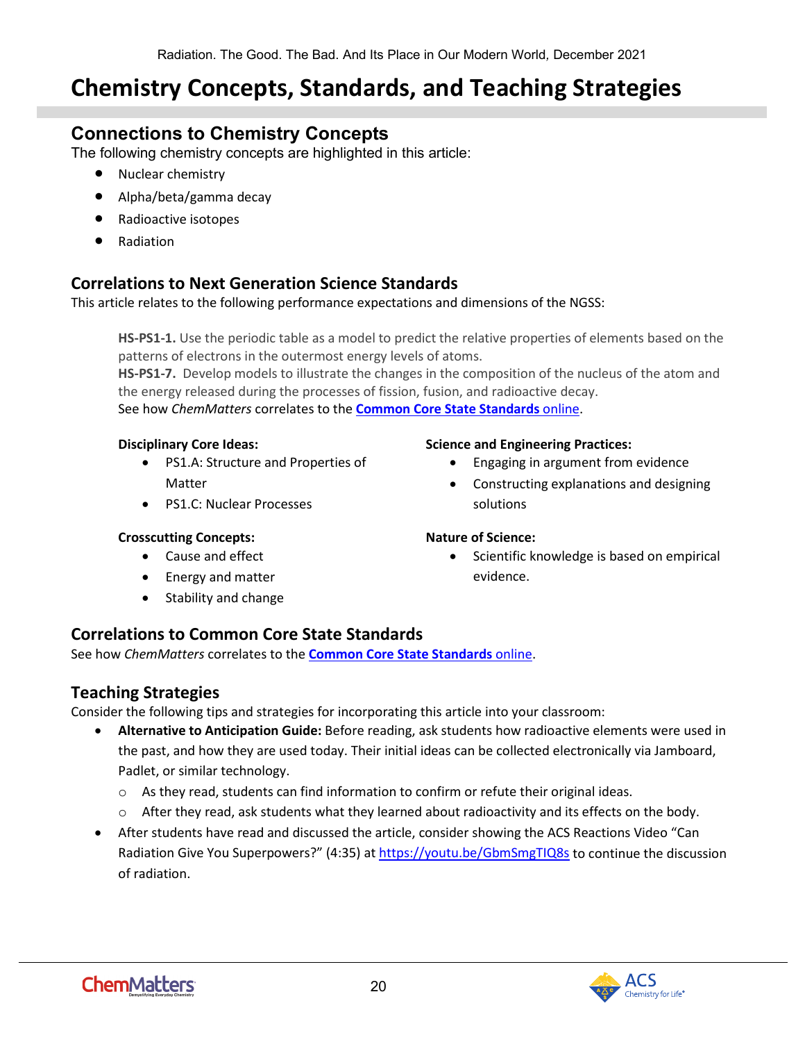# Chemistry Concepts, Standards, and Teaching Strategies

## Connections to Chemistry Concepts

The following chemistry concepts are highlighted in this article:

- Nuclear chemistry
- Alpha/beta/gamma decay
- Radioactive isotopes
- Radiation

## Correlations to Next Generation Science Standards

This article relates to the following performance expectations and dimensions of the NGSS:

> **HS-PS1-1.** Use the periodic table as a model to predict the relative properties of elements based on the patterns of electrons in the outermost energy levels of atoms.
> **HS-PS1-7.** Develop models to illustrate the changes in the composition of the nucleus of the atom and the energy released during the processes of fission, fusion, and radioactive decay.
> See how *ChemMatters* correlates to the **Common Core State Standards** online.

**Disciplinary Core Ideas:**

- PS1.A: Structure and Properties of Matter
- PS1.C: Nuclear Processes

**Crosscutting Concepts:**

- Cause and effect
- Energy and matter
- Stability and change

**Science and Engineering Practices:**

- Engaging in argument from evidence
- Constructing explanations and designing solutions

**Nature of Science:**

- Scientific knowledge is based on empirical evidence.

## Correlations to Common Core State Standards

See how *ChemMatters* correlates to the **Common Core State Standards** online.

## Teaching Strategies

Consider the following tips and strategies for incorporating this article into your classroom:

- **Alternative to Anticipation Guide:** Before reading, ask students how radioactive elements were used in the past, and how they are used today. Their initial ideas can be collected electronically via Jamboard, Padlet, or similar technology.
  - As they read, students can find information to confirm or refute their original ideas.
  - After they read, ask students what they learned about radioactivity and its effects on the body.
- After students have read and discussed the article, consider showing the ACS Reactions Video "Can Radiation Give You Superpowers?" (4:35) at https://youtu.be/GbmSmgTIQ8s to continue the discussion of radiation.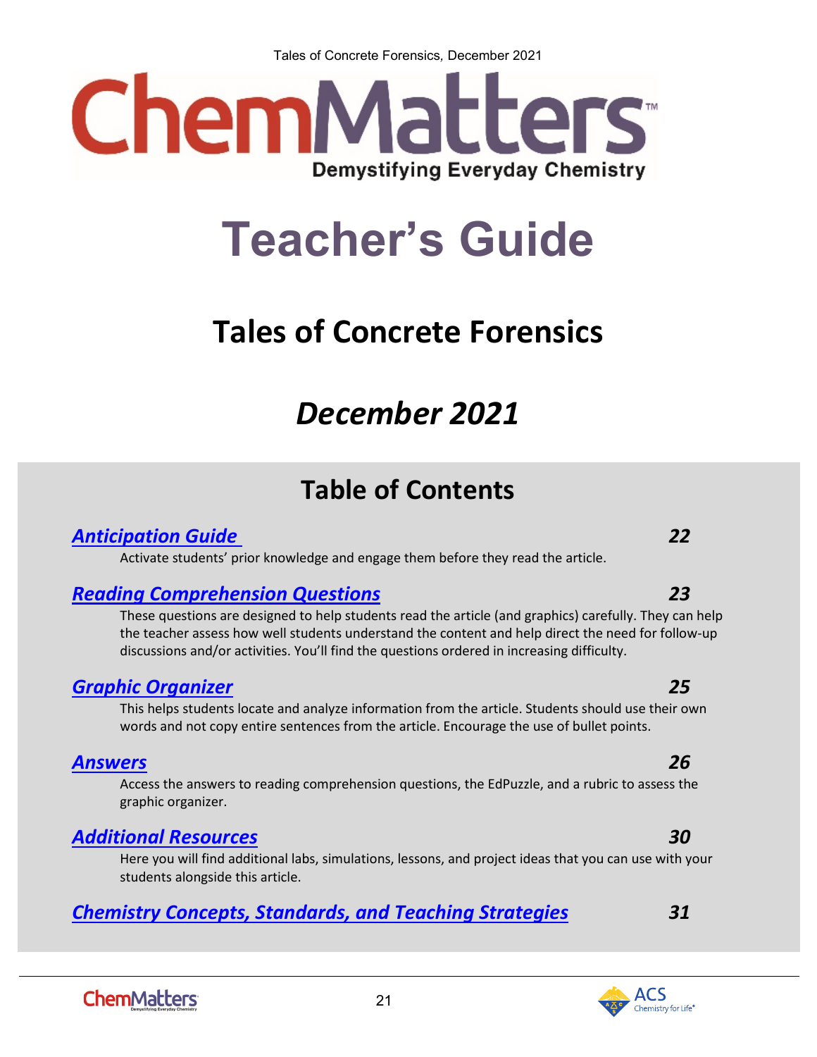# ChemMatters

Demystifying Everyday Chemistry

# Teacher's Guide

## Tales of Concrete Forensics

## *December 2021*

## Table of Contents

***Anticipation Guide*** — ***22***

Activate students' prior knowledge and engage them before they read the article.

***Reading Comprehension Questions*** — ***23***

These questions are designed to help students read the article (and graphics) carefully. They can help the teacher assess how well students understand the content and help direct the need for follow-up discussions and/or activities. You'll find the questions ordered in increasing difficulty.

***Graphic Organizer*** — ***25***

This helps students locate and analyze information from the article. Students should use their own words and not copy entire sentences from the article. Encourage the use of bullet points.

***Answers*** — ***26***

Access the answers to reading comprehension questions, the EdPuzzle, and a rubric to assess the graphic organizer.

***Additional Resources*** — ***30***

Here you will find additional labs, simulations, lessons, and project ideas that you can use with your students alongside this article.

***Chemistry Concepts, Standards, and Teaching Strategies*** — ***31***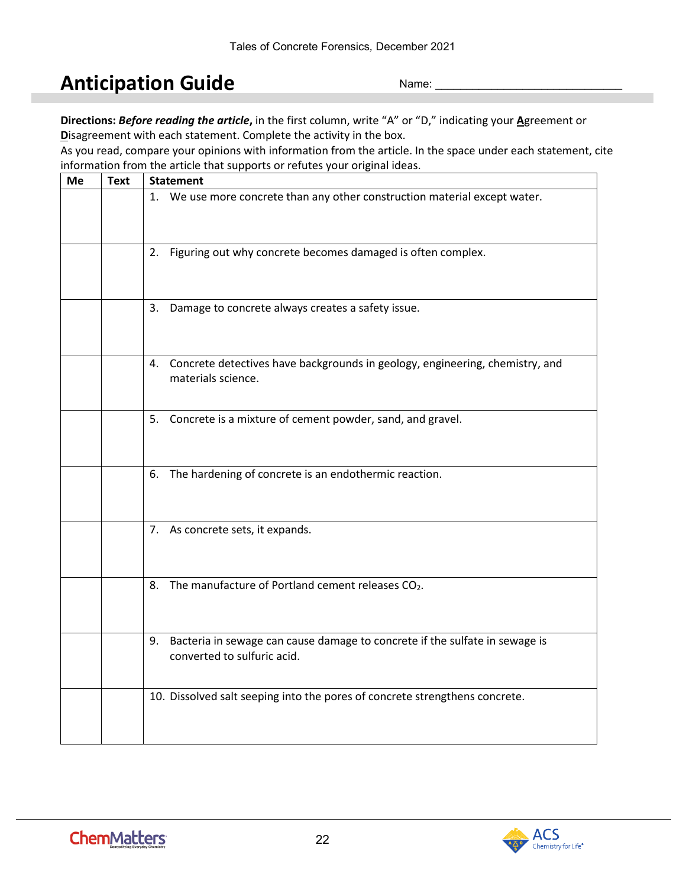# Anticipation Guide

Name: ______________________________

**Directions:** ***Before reading the article***, in the first column, write "A" or "D," indicating your **A**greement or **D**isagreement with each statement. Complete the activity in the box.
As you read, compare your opinions with information from the article. In the space under each statement, cite information from the article that supports or refutes your original ideas.

| Me | Text | Statement |
|---|---|---|
| | | 1. We use more concrete than any other construction material except water. |
| | | 2. Figuring out why concrete becomes damaged is often complex. |
| | | 3. Damage to concrete always creates a safety issue. |
| | | 4. Concrete detectives have backgrounds in geology, engineering, chemistry, and materials science. |
| | | 5. Concrete is a mixture of cement powder, sand, and gravel. |
| | | 6. The hardening of concrete is an endothermic reaction. |
| | | 7. As concrete sets, it expands. |
| | | 8. The manufacture of Portland cement releases $CO_2$. |
| | | 9. Bacteria in sewage can cause damage to concrete if the sulfate in sewage is converted to sulfuric acid. |
| | | 10. Dissolved salt seeping into the pores of concrete strengthens concrete. |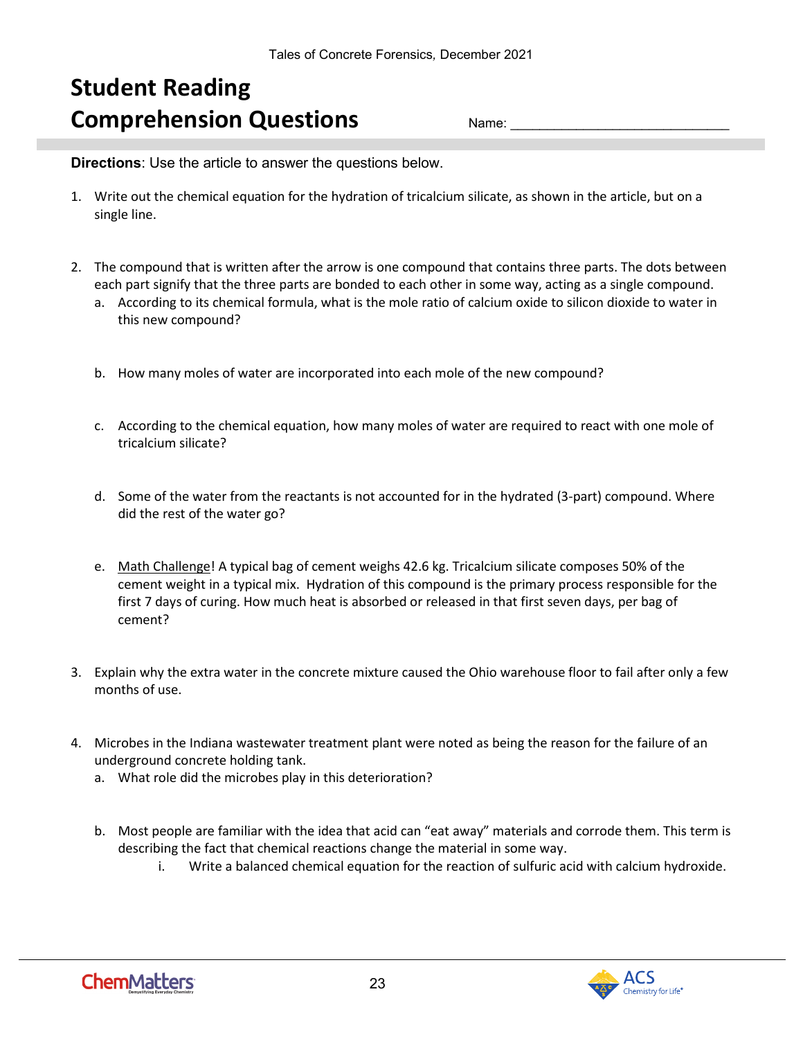# Student Reading Comprehension Questions

Name: ______________________________

**Directions**: Use the article to answer the questions below.

1. Write out the chemical equation for the hydration of tricalcium silicate, as shown in the article, but on a single line.

2. The compound that is written after the arrow is one compound that contains three parts. The dots between each part signify that the three parts are bonded to each other in some way, acting as a single compound.
   a. According to its chemical formula, what is the mole ratio of calcium oxide to silicon dioxide to water in this new compound?

   b. How many moles of water are incorporated into each mole of the new compound?

   c. According to the chemical equation, how many moles of water are required to react with one mole of tricalcium silicate?

   d. Some of the water from the reactants is not accounted for in the hydrated (3-part) compound. Where did the rest of the water go?

   e. Math Challenge! A typical bag of cement weighs 42.6 kg. Tricalcium silicate composes 50% of the cement weight in a typical mix. Hydration of this compound is the primary process responsible for the first 7 days of curing. How much heat is absorbed or released in that first seven days, per bag of cement?

3. Explain why the extra water in the concrete mixture caused the Ohio warehouse floor to fail after only a few months of use.

4. Microbes in the Indiana wastewater treatment plant were noted as being the reason for the failure of an underground concrete holding tank.
   a. What role did the microbes play in this deterioration?

   b. Most people are familiar with the idea that acid can "eat away" materials and corrode them. This term is describing the fact that chemical reactions change the material in some way.
      i. Write a balanced chemical equation for the reaction of sulfuric acid with calcium hydroxide.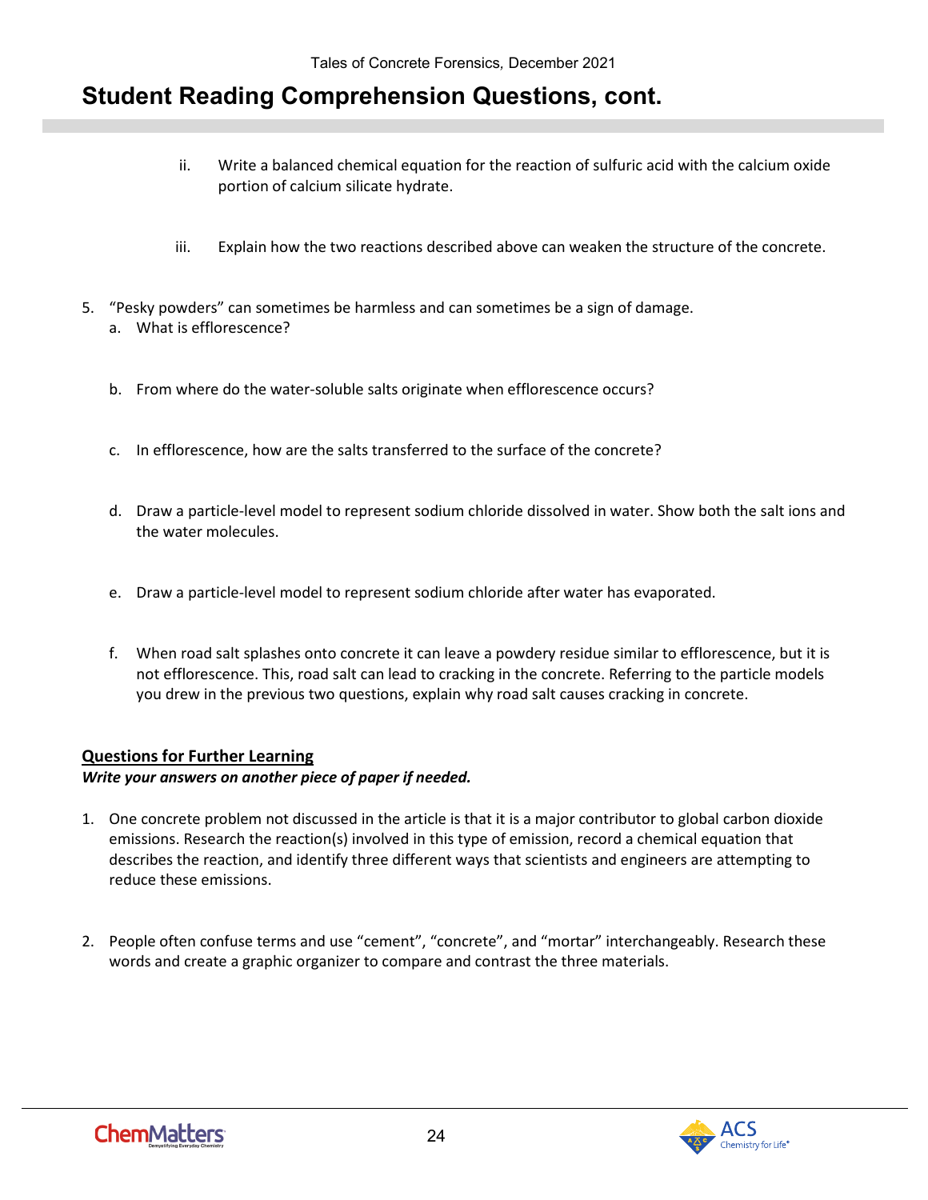## Student Reading Comprehension Questions, cont.

ii. Write a balanced chemical equation for the reaction of sulfuric acid with the calcium oxide portion of calcium silicate hydrate.

iii. Explain how the two reactions described above can weaken the structure of the concrete.

5. "Pesky powders" can sometimes be harmless and can sometimes be a sign of damage.
   a. What is efflorescence?

   b. From where do the water-soluble salts originate when efflorescence occurs?

   c. In efflorescence, how are the salts transferred to the surface of the concrete?

   d. Draw a particle-level model to represent sodium chloride dissolved in water. Show both the salt ions and the water molecules.

   e. Draw a particle-level model to represent sodium chloride after water has evaporated.

   f. When road salt splashes onto concrete it can leave a powdery residue similar to efflorescence, but it is not efflorescence. This, road salt can lead to cracking in the concrete. Referring to the particle models you drew in the previous two questions, explain why road salt causes cracking in concrete.

**Questions for Further Learning**

***Write your answers on another piece of paper if needed.***

1. One concrete problem not discussed in the article is that it is a major contributor to global carbon dioxide emissions. Research the reaction(s) involved in this type of emission, record a chemical equation that describes the reaction, and identify three different ways that scientists and engineers are attempting to reduce these emissions.

2. People often confuse terms and use "cement", "concrete", and "mortar" interchangeably. Research these words and create a graphic organizer to compare and contrast the three materials.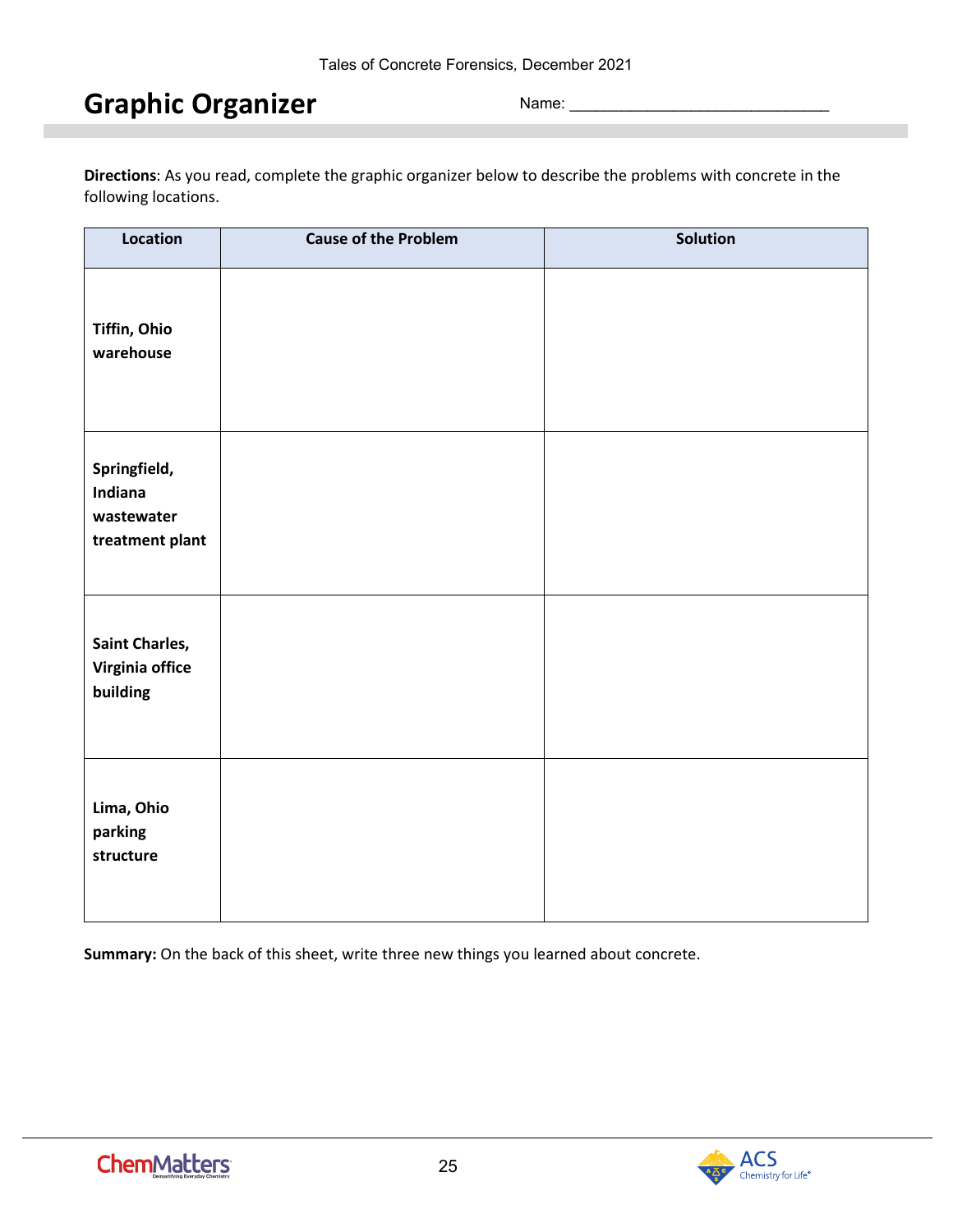# Graphic Organizer

Name: ______________________________

**Directions**: As you read, complete the graphic organizer below to describe the problems with concrete in the following locations.

| Location | Cause of the Problem | Solution |
|---|---|---|
| **Tiffin, Ohio warehouse** | | |
| **Springfield, Indiana wastewater treatment plant** | | |
| **Saint Charles, Virginia office building** | | |
| **Lima, Ohio parking structure** | | |

**Summary:** On the back of this sheet, write three new things you learned about concrete.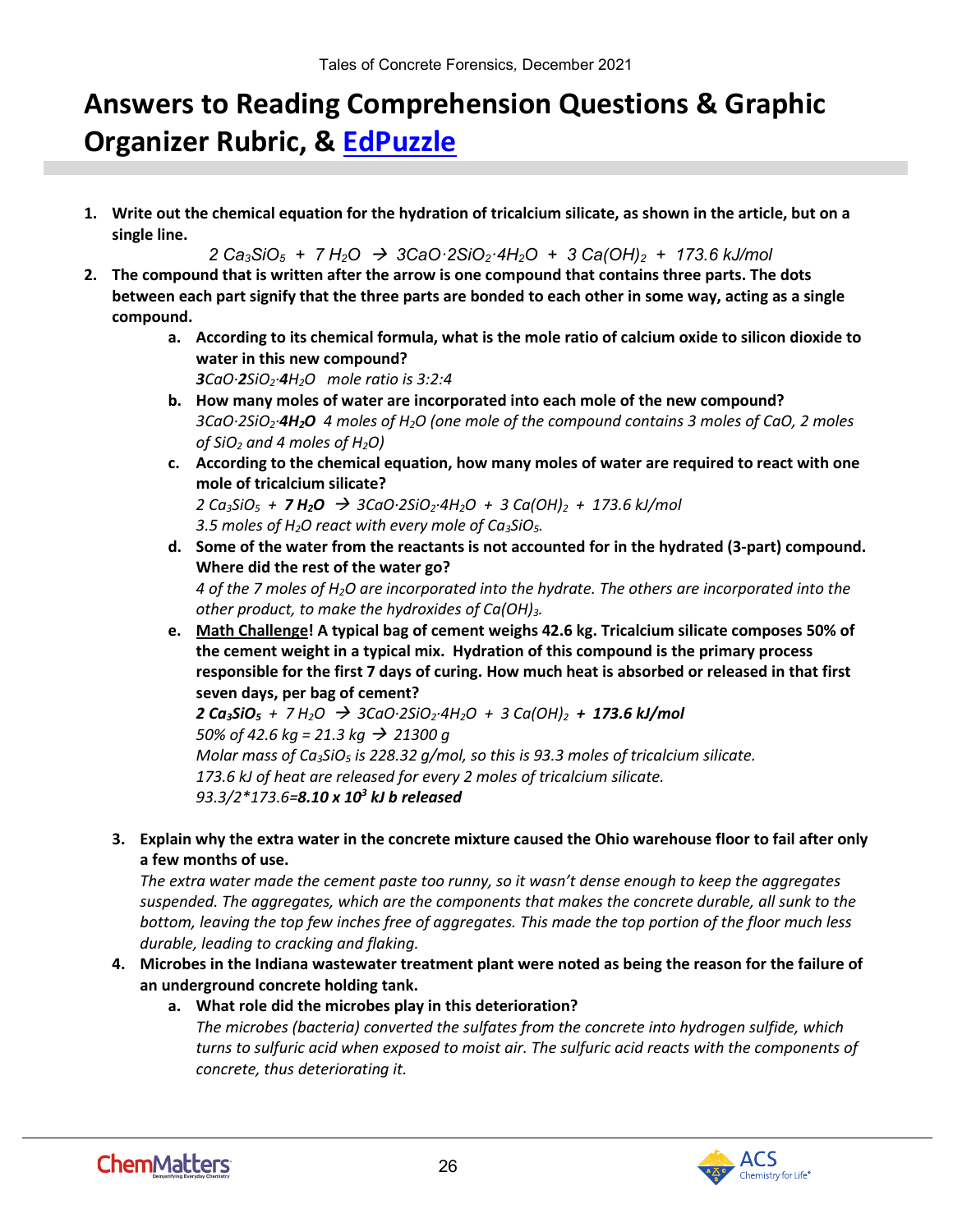# Answers to Reading Comprehension Questions & Graphic Organizer Rubric, & EdPuzzle

1. **Write out the chemical equation for the hydration of tricalcium silicate, as shown in the article, but on a single line.**

   $$2\ Ca_3SiO_5 + 7\ H_2O \rightarrow 3CaO \cdot 2SiO_2 \cdot 4H_2O + 3\ Ca(OH)_2 + 173.6\ kJ/mol$$

2. **The compound that is written after the arrow is one compound that contains three parts. The dots between each part signify that the three parts are bonded to each other in some way, acting as a single compound.**

   a. **According to its chemical formula, what is the mole ratio of calcium oxide to silicon dioxide to water in this new compound?**
   
   $\mathbf{3}CaO \cdot \mathbf{2}SiO_2 \cdot \mathbf{4}H_2O$ *mole ratio is 3:2:4*

   b. **How many moles of water are incorporated into each mole of the new compound?**
   
   $3CaO \cdot 2SiO_2 \cdot \mathbf{4H_2O}$ *4 moles of* $H_2O$ *(one mole of the compound contains 3 moles of CaO, 2 moles of* $SiO_2$ *and 4 moles of* $H_2O$*)*

   c. **According to the chemical equation, how many moles of water are required to react with one mole of tricalcium silicate?**
   
   $2\ Ca_3SiO_5 + \mathbf{7\ H_2O} \rightarrow 3CaO \cdot 2SiO_2 \cdot 4H_2O + 3\ Ca(OH)_2 + 173.6\ kJ/mol$
   
   *3.5 moles of* $H_2O$ *react with every mole of* $Ca_3SiO_5$*.*

   d. **Some of the water from the reactants is not accounted for in the hydrated (3-part) compound. Where did the rest of the water go?**
   
   *4 of the 7 moles of* $H_2O$ *are incorporated into the hydrate. The others are incorporated into the other product, to make the hydroxides of* $Ca(OH)_3$*.*

   e. **<u>Math Challenge</u>! A typical bag of cement weighs 42.6 kg. Tricalcium silicate composes 50% of the cement weight in a typical mix. Hydration of this compound is the primary process responsible for the first 7 days of curing. How much heat is absorbed or released in that first seven days, per bag of cement?**
   
   $\mathbf{2\ Ca_3SiO_5} + 7\ H_2O \rightarrow 3CaO \cdot 2SiO_2 \cdot 4H_2O + 3\ Ca(OH)_2 + \mathbf{173.6\ kJ/mol}$
   
   *50% of 42.6 kg = 21.3 kg* $\rightarrow$ *21300 g*
   
   *Molar mass of* $Ca_3SiO_5$ *is 228.32 g/mol, so this is 93.3 moles of tricalcium silicate.*
   
   *173.6 kJ of heat are released for every 2 moles of tricalcium silicate.*
   
   *93.3/2\*173.6=* $\mathbf{8.10 \times 10^3}$ ***kJ b released***

3. **Explain why the extra water in the concrete mixture caused the Ohio warehouse floor to fail after only a few months of use.**

   *The extra water made the cement paste too runny, so it wasn't dense enough to keep the aggregates suspended. The aggregates, which are the components that makes the concrete durable, all sunk to the bottom, leaving the top few inches free of aggregates. This made the top portion of the floor much less durable, leading to cracking and flaking.*

4. **Microbes in the Indiana wastewater treatment plant were noted as being the reason for the failure of an underground concrete holding tank.**

   a. **What role did the microbes play in this deterioration?**
   
   *The microbes (bacteria) converted the sulfates from the concrete into hydrogen sulfide, which turns to sulfuric acid when exposed to moist air. The sulfuric acid reacts with the components of concrete, thus deteriorating it.*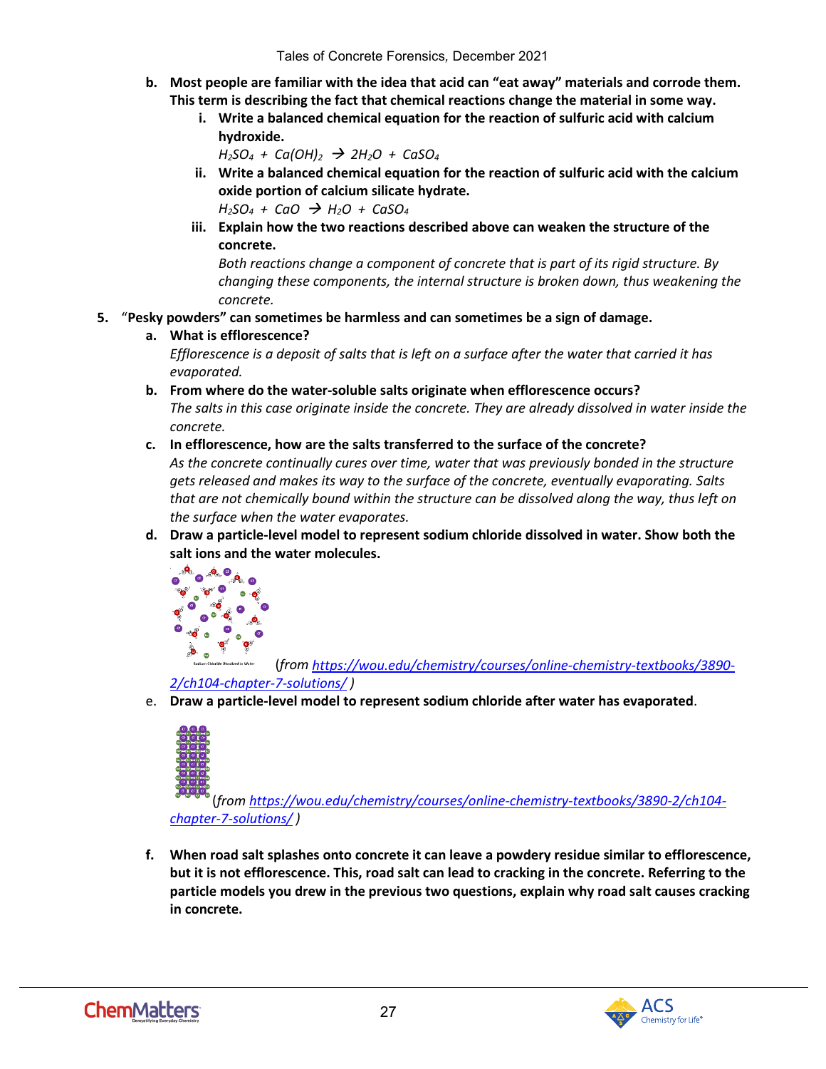**b. Most people are familiar with the idea that acid can "eat away" materials and corrode them. This term is describing the fact that chemical reactions change the material in some way.**

**i. Write a balanced chemical equation for the reaction of sulfuric acid with calcium hydroxide.**

*$H_2SO_4 + Ca(OH)_2 \rightarrow 2H_2O + CaSO_4$*

**ii. Write a balanced chemical equation for the reaction of sulfuric acid with the calcium oxide portion of calcium silicate hydrate.**

*$H_2SO_4 + CaO \rightarrow H_2O + CaSO_4$*

**iii. Explain how the two reactions described above can weaken the structure of the concrete.**

*Both reactions change a component of concrete that is part of its rigid structure. By changing these components, the internal structure is broken down, thus weakening the concrete.*

5. "**Pesky powders" can sometimes be harmless and can sometimes be a sign of damage.**

**a. What is efflorescence?**

*Efflorescence is a deposit of salts that is left on a surface after the water that carried it has evaporated.*

**b. From where do the water-soluble salts originate when efflorescence occurs?**

*The salts in this case originate inside the concrete. They are already dissolved in water inside the concrete.*

**c. In efflorescence, how are the salts transferred to the surface of the concrete?**

*As the concrete continually cures over time, water that was previously bonded in the structure gets released and makes its way to the surface of the concrete, eventually evaporating. Salts that are not chemically bound within the structure can be dissolved along the way, thus left on the surface when the water evaporates.*

**d. Draw a particle-level model to represent sodium chloride dissolved in water. Show both the salt ions and the water molecules.**

(*from https://wou.edu/chemistry/courses/online-chemistry-textbooks/3890-2/ch104-chapter-7-solutions/* )

e. **Draw a particle-level model to represent sodium chloride after water has evaporated**.

(*from https://wou.edu/chemistry/courses/online-chemistry-textbooks/3890-2/ch104-chapter-7-solutions/* )

**f. When road salt splashes onto concrete it can leave a powdery residue similar to efflorescence, but it is not efflorescence. This, road salt can lead to cracking in the concrete. Referring to the particle models you drew in the previous two questions, explain why road salt causes cracking in concrete.**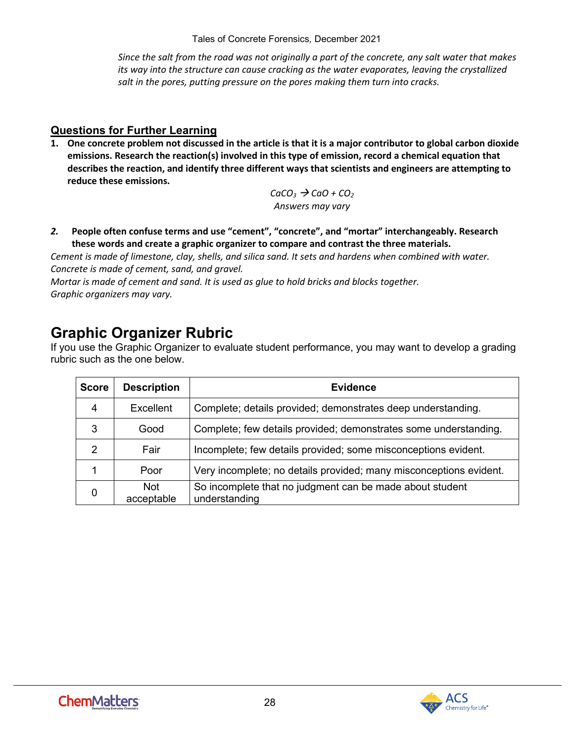*Since the salt from the road was not originally a part of the concrete, any salt water that makes its way into the structure can cause cracking as the water evaporates, leaving the crystallized salt in the pores, putting pressure on the pores making them turn into cracks.*

## Questions for Further Learning

1. **One concrete problem not discussed in the article is that it is a major contributor to global carbon dioxide emissions. Research the reaction(s) involved in this type of emission, record a chemical equation that describes the reaction, and identify three different ways that scientists and engineers are attempting to reduce these emissions.**

$$CaCO_3 \rightarrow CaO + CO_2$$

*Answers may vary*

2. **People often confuse terms and use "cement", "concrete", and "mortar" interchangeably. Research these words and create a graphic organizer to compare and contrast the three materials.**

*Cement is made of limestone, clay, shells, and silica sand. It sets and hardens when combined with water.*
*Concrete is made of cement, sand, and gravel.*
*Mortar is made of cement and sand. It is used as glue to hold bricks and blocks together.*
*Graphic organizers may vary.*

# Graphic Organizer Rubric

If you use the Graphic Organizer to evaluate student performance, you may want to develop a grading rubric such as the one below.

| Score | Description | Evidence |
|---|---|---|
| 4 | Excellent | Complete; details provided; demonstrates deep understanding. |
| 3 | Good | Complete; few details provided; demonstrates some understanding. |
| 2 | Fair | Incomplete; few details provided; some misconceptions evident. |
| 1 | Poor | Very incomplete; no details provided; many misconceptions evident. |
| 0 | Not acceptable | So incomplete that no judgment can be made about student understanding |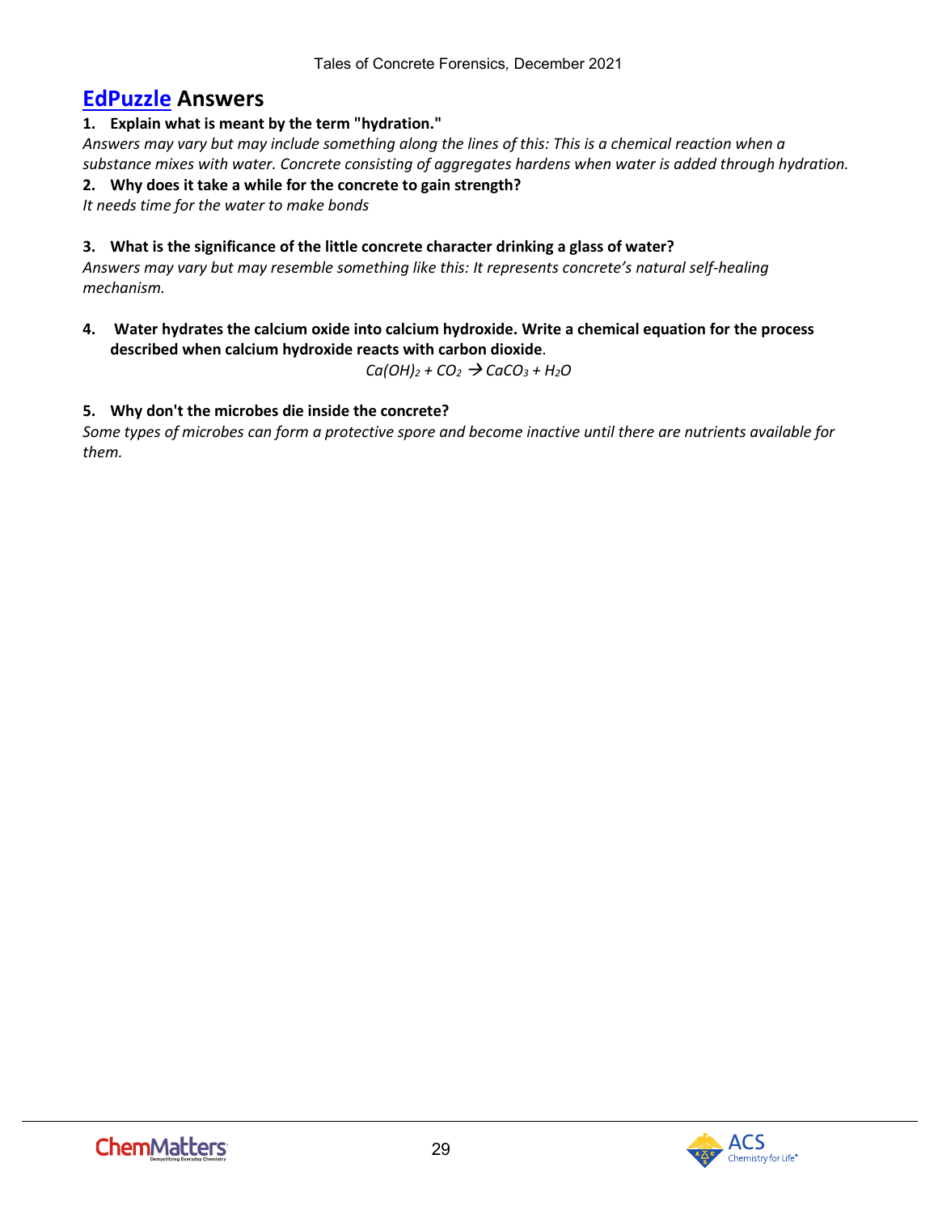## EdPuzzle Answers

**1. Explain what is meant by the term "hydration."**

*Answers may vary but may include something along the lines of this: This is a chemical reaction when a substance mixes with water. Concrete consisting of aggregates hardens when water is added through hydration.*

**2. Why does it take a while for the concrete to gain strength?**

*It needs time for the water to make bonds*

**3. What is the significance of the little concrete character drinking a glass of water?**

*Answers may vary but may resemble something like this: It represents concrete's natural self-healing mechanism.*

**4. Water hydrates the calcium oxide into calcium hydroxide. Write a chemical equation for the process described when calcium hydroxide reacts with carbon dioxide.**

$$Ca(OH)_2 + CO_2 \rightarrow CaCO_3 + H_2O$$

**5. Why don't the microbes die inside the concrete?**

*Some types of microbes can form a protective spore and become inactive until there are nutrients available for them.*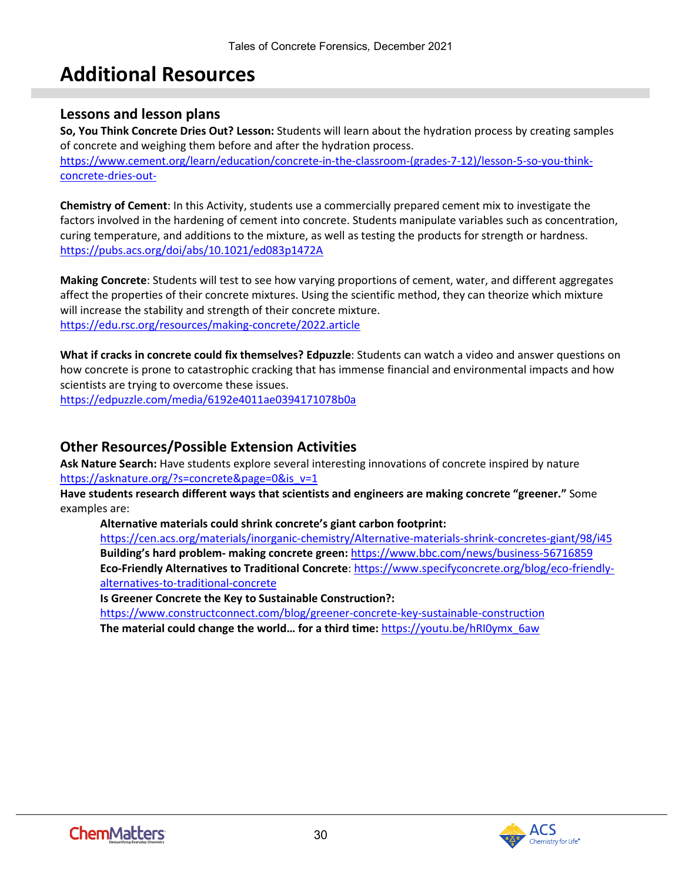# Additional Resources

## Lessons and lesson plans

**So, You Think Concrete Dries Out? Lesson:** Students will learn about the hydration process by creating samples of concrete and weighing them before and after the hydration process.
https://www.cement.org/learn/education/concrete-in-the-classroom-(grades-7-12)/lesson-5-so-you-think-concrete-dries-out-

**Chemistry of Cement**: In this Activity, students use a commercially prepared cement mix to investigate the factors involved in the hardening of cement into concrete. Students manipulate variables such as concentration, curing temperature, and additions to the mixture, as well as testing the products for strength or hardness.
https://pubs.acs.org/doi/abs/10.1021/ed083p1472A

**Making Concrete**: Students will test to see how varying proportions of cement, water, and different aggregates affect the properties of their concrete mixtures. Using the scientific method, they can theorize which mixture will increase the stability and strength of their concrete mixture.
https://edu.rsc.org/resources/making-concrete/2022.article

**What if cracks in concrete could fix themselves? Edpuzzle**: Students can watch a video and answer questions on how concrete is prone to catastrophic cracking that has immense financial and environmental impacts and how scientists are trying to overcome these issues.
https://edpuzzle.com/media/6192e4011ae0394171078b0a

## Other Resources/Possible Extension Activities

**Ask Nature Search:** Have students explore several interesting innovations of concrete inspired by nature
https://asknature.org/?s=concrete&page=0&is_v=1

**Have students research different ways that scientists and engineers are making concrete "greener."** Some examples are:

- **Alternative materials could shrink concrete's giant carbon footprint:** https://cen.acs.org/materials/inorganic-chemistry/Alternative-materials-shrink-concretes-giant/98/i45
- **Building's hard problem- making concrete green:** https://www.bbc.com/news/business-56716859
- **Eco-Friendly Alternatives to Traditional Concrete**: https://www.specifyconcrete.org/blog/eco-friendly-alternatives-to-traditional-concrete
- **Is Greener Concrete the Key to Sustainable Construction?:** https://www.constructconnect.com/blog/greener-concrete-key-sustainable-construction
- **The material could change the world… for a third time:** https://youtu.be/hRI0ymx_6aw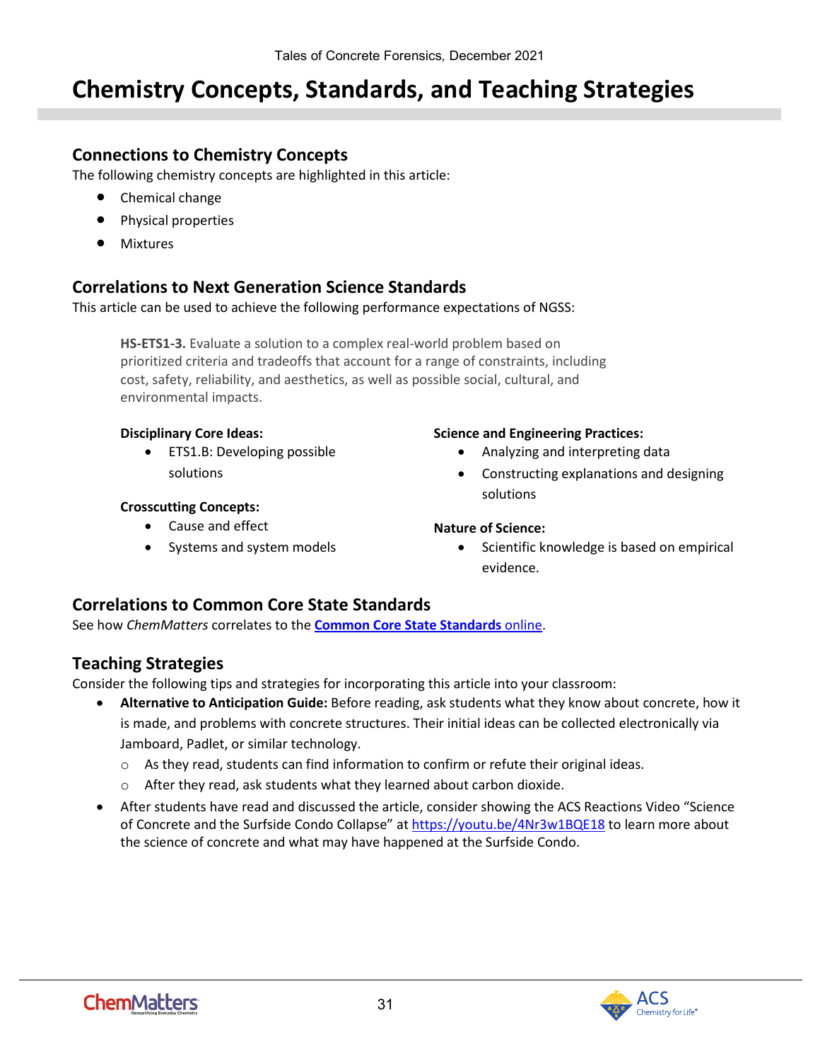# Chemistry Concepts, Standards, and Teaching Strategies

## Connections to Chemistry Concepts

The following chemistry concepts are highlighted in this article:

- Chemical change
- Physical properties
- Mixtures

## Correlations to Next Generation Science Standards

This article can be used to achieve the following performance expectations of NGSS:

> **HS-ETS1-3.** Evaluate a solution to a complex real-world problem based on prioritized criteria and tradeoffs that account for a range of constraints, including cost, safety, reliability, and aesthetics, as well as possible social, cultural, and environmental impacts.

**Disciplinary Core Ideas:**

- ETS1.B: Developing possible solutions

**Crosscutting Concepts:**

- Cause and effect
- Systems and system models

**Science and Engineering Practices:**

- Analyzing and interpreting data
- Constructing explanations and designing solutions

**Nature of Science:**

- Scientific knowledge is based on empirical evidence.

## Correlations to Common Core State Standards

See how *ChemMatters* correlates to the **Common Core State Standards** online.

## Teaching Strategies

Consider the following tips and strategies for incorporating this article into your classroom:

- **Alternative to Anticipation Guide:** Before reading, ask students what they know about concrete, how it is made, and problems with concrete structures. Their initial ideas can be collected electronically via Jamboard, Padlet, or similar technology.
  - As they read, students can find information to confirm or refute their original ideas.
  - After they read, ask students what they learned about carbon dioxide.
- After students have read and discussed the article, consider showing the ACS Reactions Video "Science of Concrete and the Surfside Condo Collapse" at https://youtu.be/4Nr3w1BQE18 to learn more about the science of concrete and what may have happened at the Surfside Condo.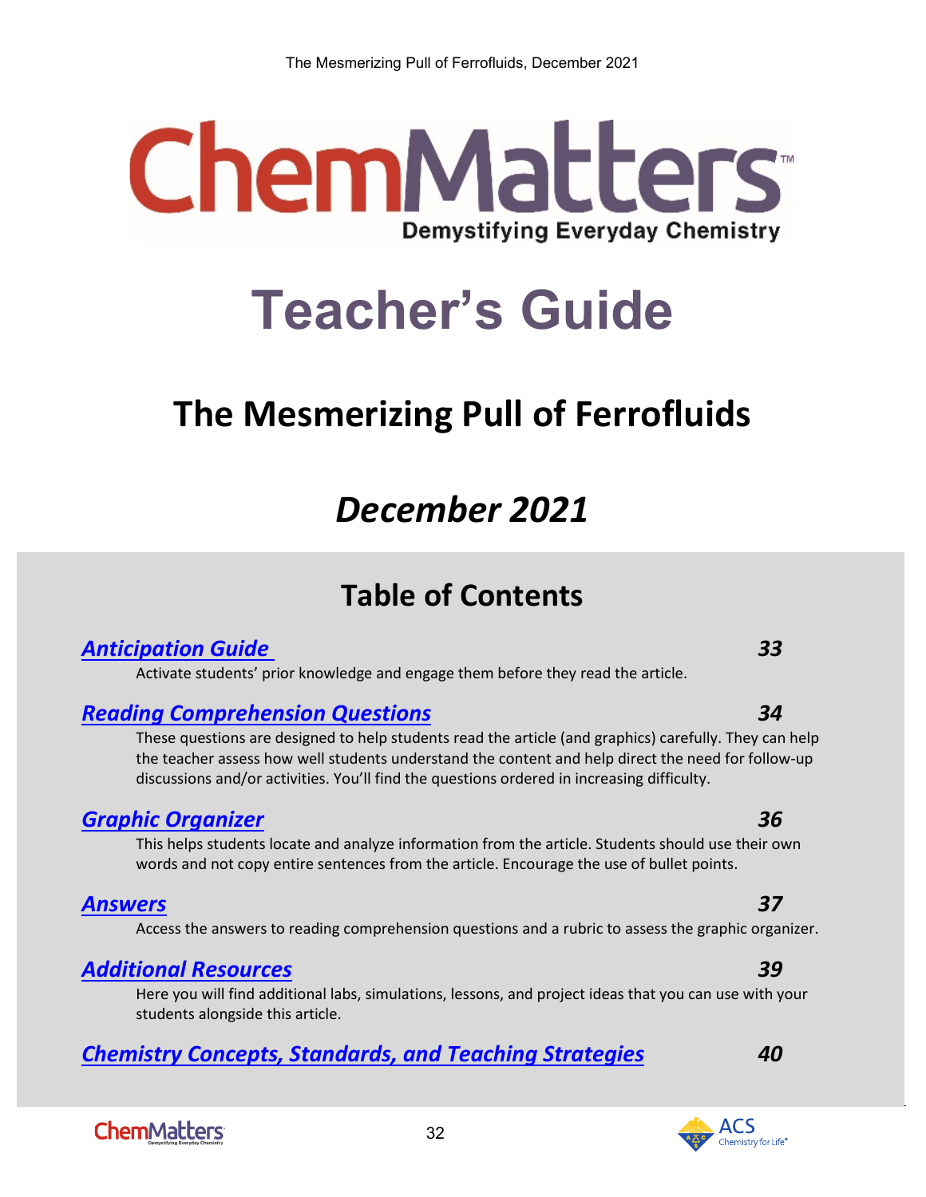# ChemMatters

Demystifying Everyday Chemistry

# Teacher's Guide

## The Mesmerizing Pull of Ferrofluids

## *December 2021*

## Table of Contents

***Anticipation Guide*** — ***33***

Activate students' prior knowledge and engage them before they read the article.

***Reading Comprehension Questions*** — ***34***

These questions are designed to help students read the article (and graphics) carefully. They can help the teacher assess how well students understand the content and help direct the need for follow-up discussions and/or activities. You'll find the questions ordered in increasing difficulty.

***Graphic Organizer*** — ***36***

This helps students locate and analyze information from the article. Students should use their own words and not copy entire sentences from the article. Encourage the use of bullet points.

***Answers*** — ***37***

Access the answers to reading comprehension questions and a rubric to assess the graphic organizer.

***Additional Resources*** — ***39***

Here you will find additional labs, simulations, lessons, and project ideas that you can use with your students alongside this article.

***Chemistry Concepts, Standards, and Teaching Strategies*** — ***40***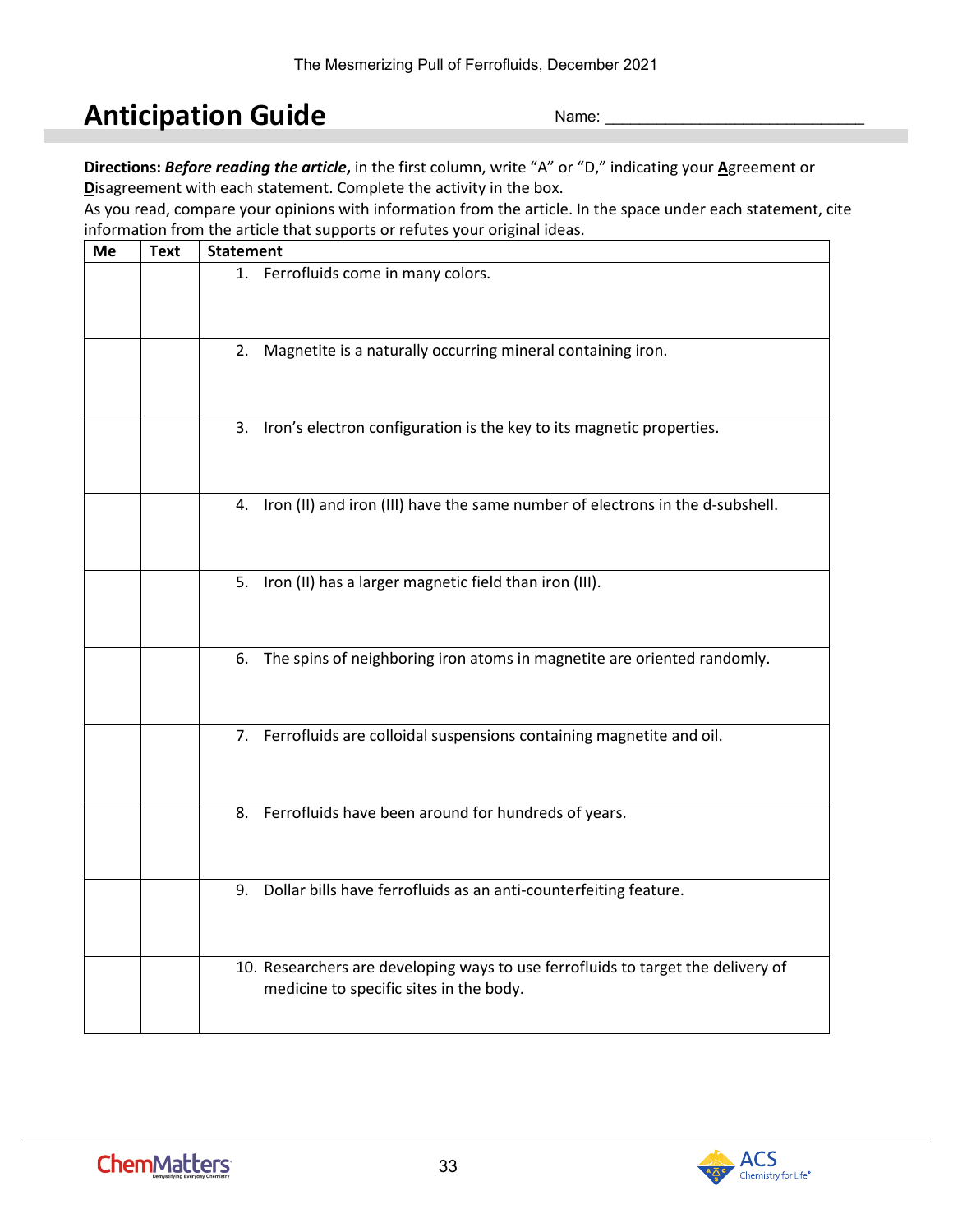# Anticipation Guide

Name: ______________________________

**Directions:** ***Before reading the article***, in the first column, write "A" or "D," indicating your **A**greement or **D**isagreement with each statement. Complete the activity in the box.

As you read, compare your opinions with information from the article. In the space under each statement, cite information from the article that supports or refutes your original ideas.

| Me | Text | Statement |
|---|---|---|
| | | 1. Ferrofluids come in many colors. |
| | | 2. Magnetite is a naturally occurring mineral containing iron. |
| | | 3. Iron's electron configuration is the key to its magnetic properties. |
| | | 4. Iron (II) and iron (III) have the same number of electrons in the d-subshell. |
| | | 5. Iron (II) has a larger magnetic field than iron (III). |
| | | 6. The spins of neighboring iron atoms in magnetite are oriented randomly. |
| | | 7. Ferrofluids are colloidal suspensions containing magnetite and oil. |
| | | 8. Ferrofluids have been around for hundreds of years. |
| | | 9. Dollar bills have ferrofluids as an anti-counterfeiting feature. |
| | | 10. Researchers are developing ways to use ferrofluids to target the delivery of medicine to specific sites in the body. |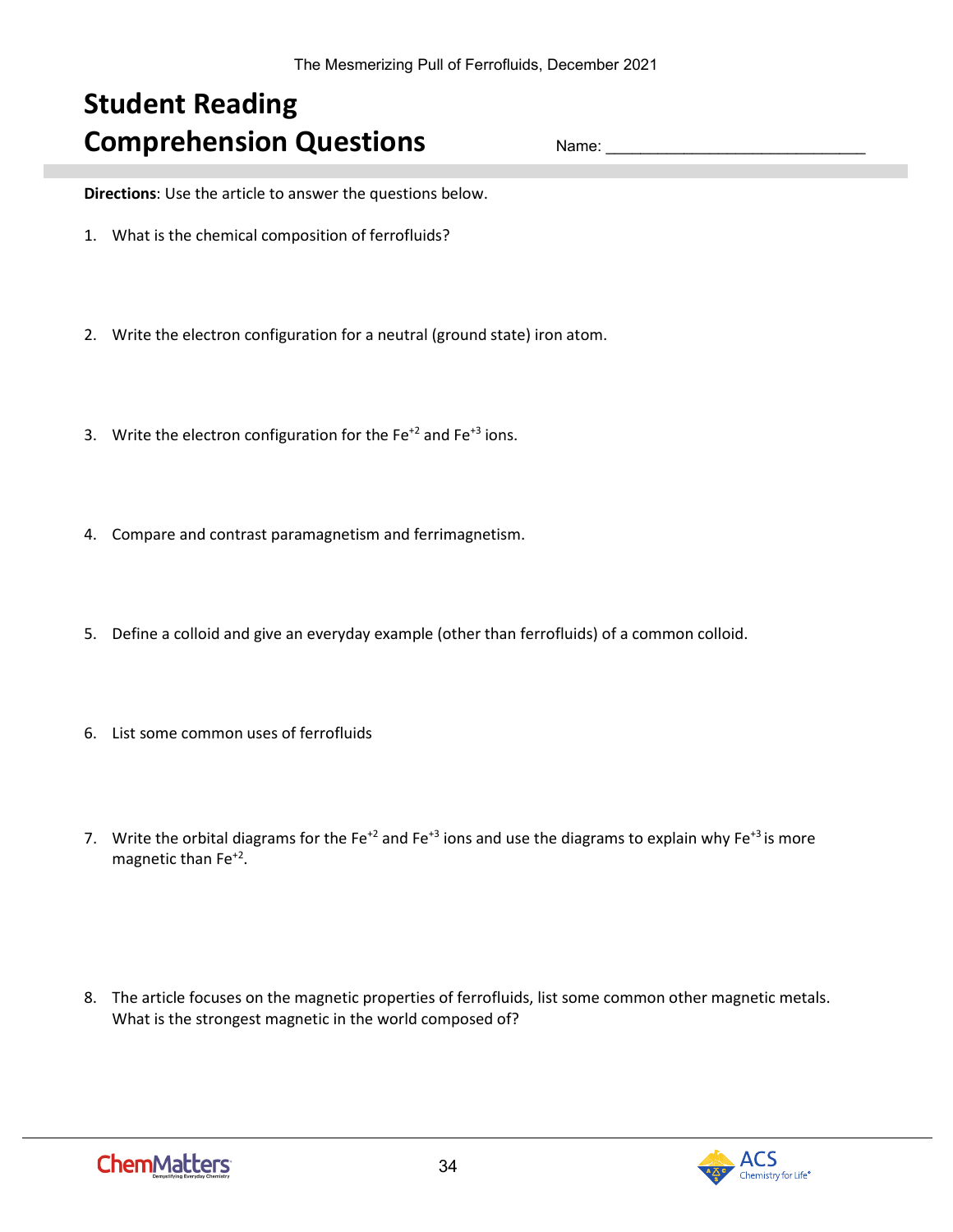# Student Reading Comprehension Questions

Name: ______________________________

**Directions**: Use the article to answer the questions below.

1. What is the chemical composition of ferrofluids?

2. Write the electron configuration for a neutral (ground state) iron atom.

3. Write the electron configuration for the $Fe^{+2}$ and $Fe^{+3}$ ions.

4. Compare and contrast paramagnetism and ferrimagnetism.

5. Define a colloid and give an everyday example (other than ferrofluids) of a common colloid.

6. List some common uses of ferrofluids

7. Write the orbital diagrams for the $Fe^{+2}$ and $Fe^{+3}$ ions and use the diagrams to explain why $Fe^{+3}$ is more magnetic than $Fe^{+2}$.

8. The article focuses on the magnetic properties of ferrofluids, list some common other magnetic metals. What is the strongest magnetic in the world composed of?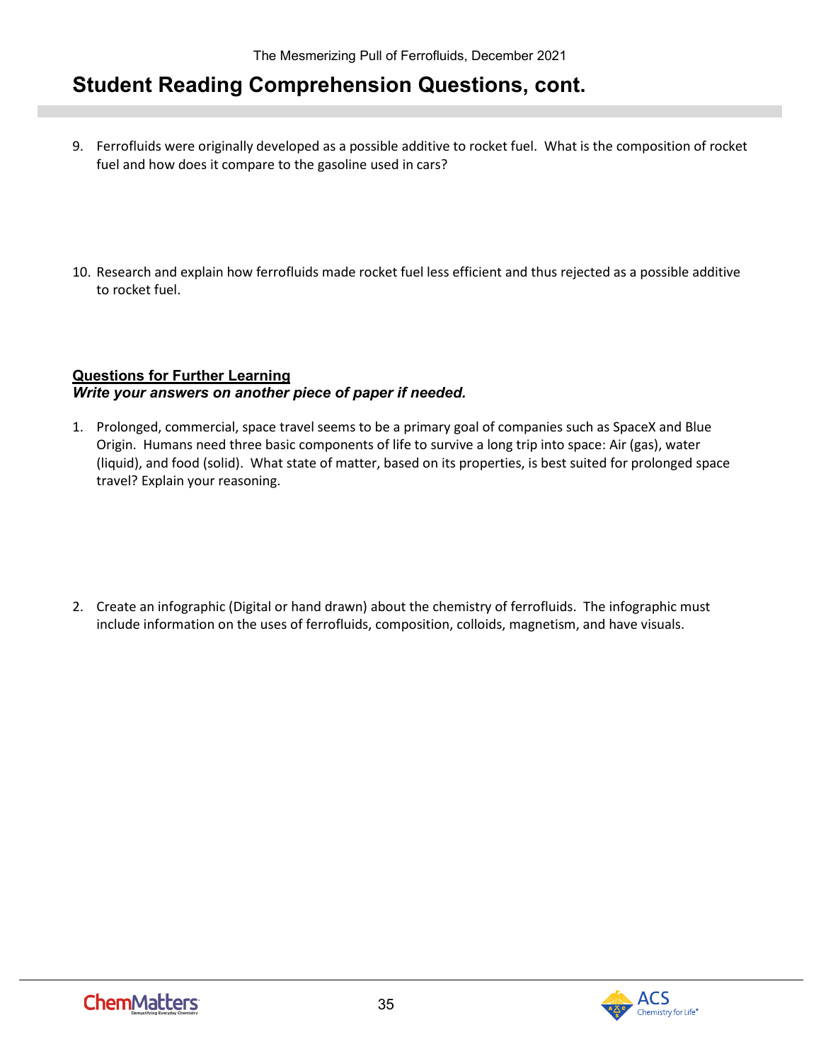## Student Reading Comprehension Questions, cont.

9. Ferrofluids were originally developed as a possible additive to rocket fuel. What is the composition of rocket fuel and how does it compare to the gasoline used in cars?

10. Research and explain how ferrofluids made rocket fuel less efficient and thus rejected as a possible additive to rocket fuel.

**Questions for Further Learning**
***Write your answers on another piece of paper if needed.***

1. Prolonged, commercial, space travel seems to be a primary goal of companies such as SpaceX and Blue Origin. Humans need three basic components of life to survive a long trip into space: Air (gas), water (liquid), and food (solid). What state of matter, based on its properties, is best suited for prolonged space travel? Explain your reasoning.

2. Create an infographic (Digital or hand drawn) about the chemistry of ferrofluids. The infographic must include information on the uses of ferrofluids, composition, colloids, magnetism, and have visuals.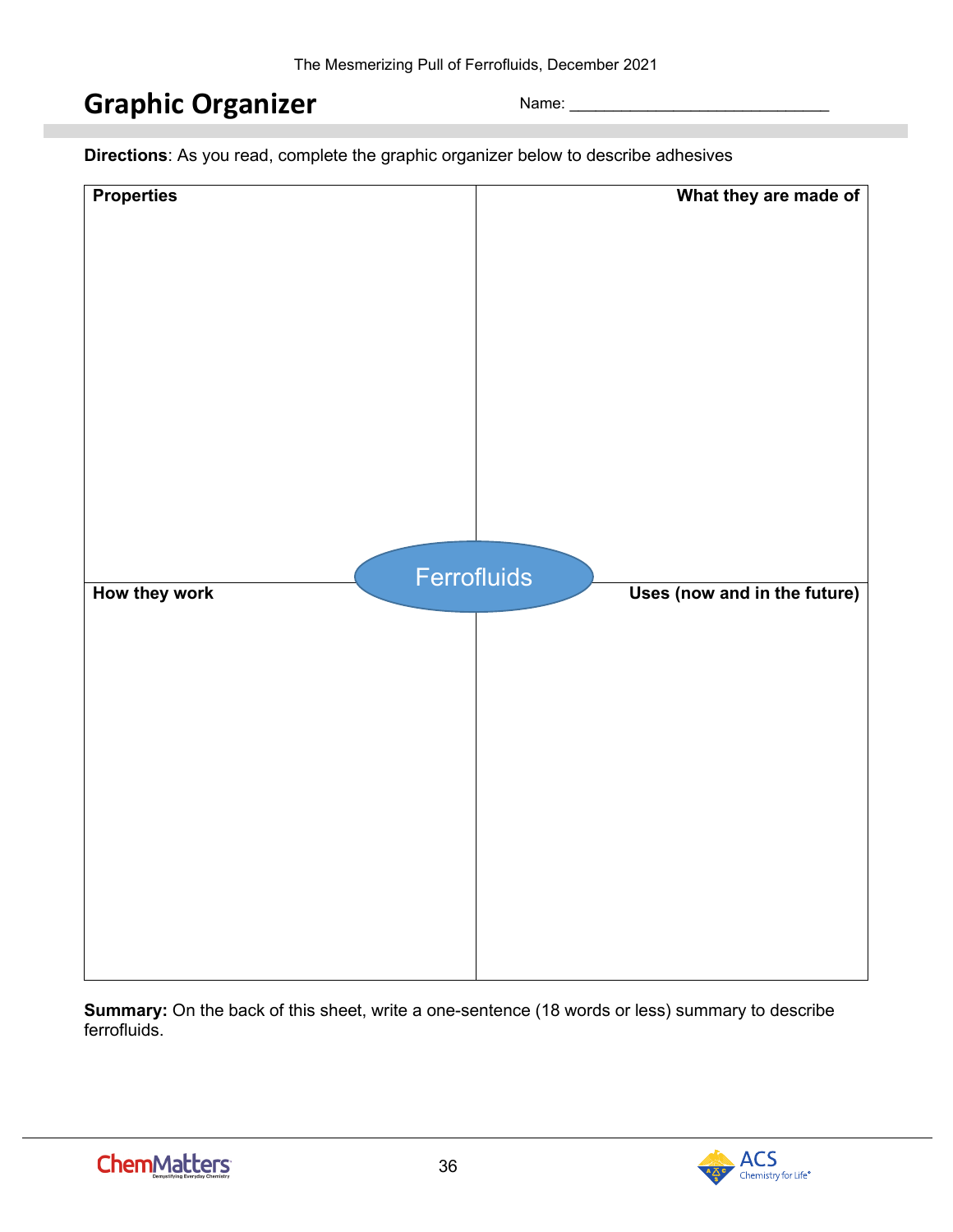## Graphic Organizer

Name: ______________________________

**Directions**: As you read, complete the graphic organizer below to describe adhesives

| **Properties** | **What they are made of** |
| --- | --- |
| | |
| **How they work** | **Uses (now and in the future)** |
| | |

Ferrofluids

**Summary:** On the back of this sheet, write a one-sentence (18 words or less) summary to describe ferrofluids.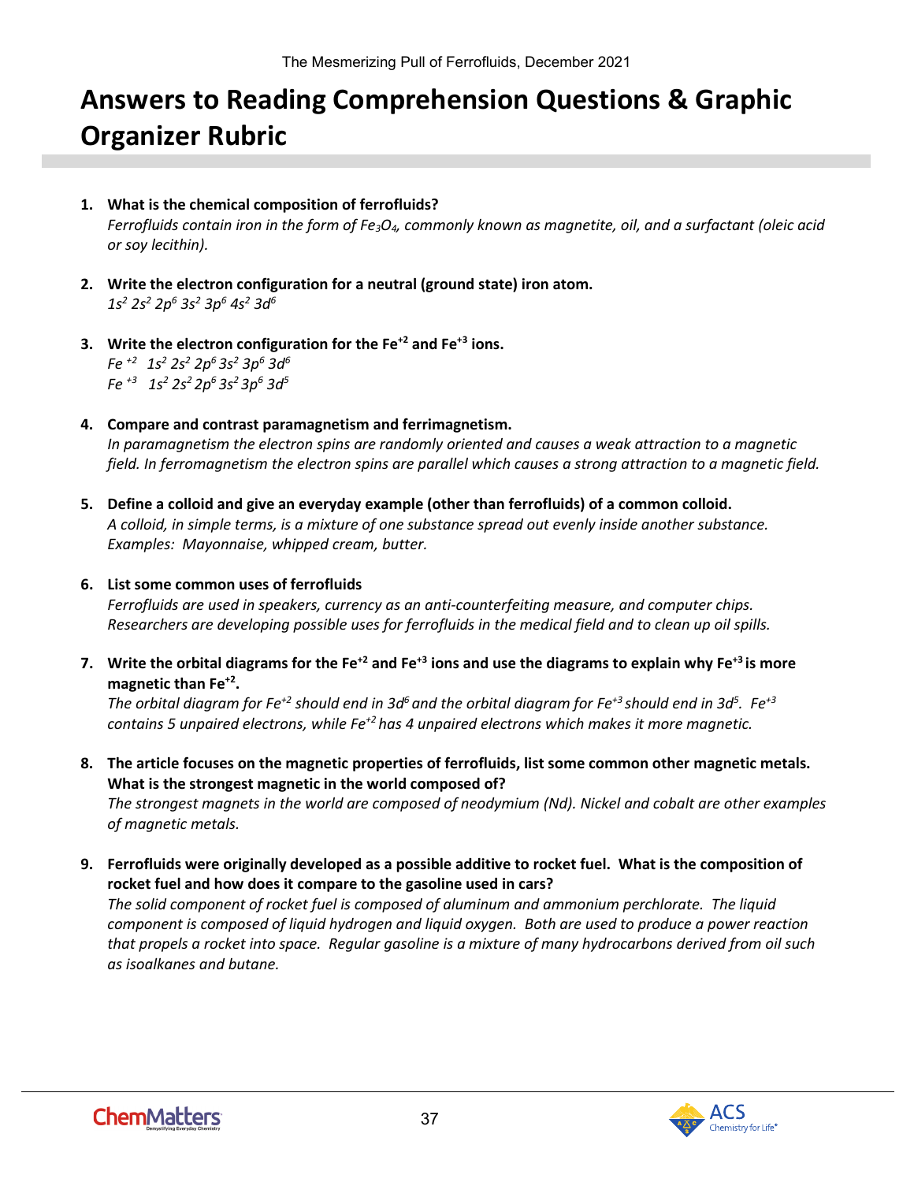# Answers to Reading Comprehension Questions & Graphic Organizer Rubric

1. **What is the chemical composition of ferrofluids?**
   *Ferrofluids contain iron in the form of $Fe_3O_4$, commonly known as magnetite, oil, and a surfactant (oleic acid or soy lecithin).*

2. **Write the electron configuration for a neutral (ground state) iron atom.**
   $1s^2\ 2s^2\ 2p^6\ 3s^2\ 3p^6\ 4s^2\ 3d^6$

3. **Write the electron configuration for the $Fe^{+2}$ and $Fe^{+3}$ ions.**
   $Fe^{+2}$ $1s^2\ 2s^2\ 2p^6\ 3s^2\ 3p^6\ 3d^6$
   $Fe^{+3}$ $1s^2\ 2s^2\ 2p^6\ 3s^2\ 3p^6\ 3d^5$

4. **Compare and contrast paramagnetism and ferrimagnetism.**
   *In paramagnetism the electron spins are randomly oriented and causes a weak attraction to a magnetic field. In ferromagnetism the electron spins are parallel which causes a strong attraction to a magnetic field.*

5. **Define a colloid and give an everyday example (other than ferrofluids) of a common colloid.**
   *A colloid, in simple terms, is a mixture of one substance spread out evenly inside another substance. Examples: Mayonnaise, whipped cream, butter.*

6. **List some common uses of ferrofluids**
   *Ferrofluids are used in speakers, currency as an anti-counterfeiting measure, and computer chips. Researchers are developing possible uses for ferrofluids in the medical field and to clean up oil spills.*

7. **Write the orbital diagrams for the $Fe^{+2}$ and $Fe^{+3}$ ions and use the diagrams to explain why $Fe^{+3}$ is more magnetic than $Fe^{+2}$.**
   *The orbital diagram for $Fe^{+2}$ should end in $3d^6$ and the orbital diagram for $Fe^{+3}$ should end in $3d^5$. $Fe^{+3}$ contains 5 unpaired electrons, while $Fe^{+2}$ has 4 unpaired electrons which makes it more magnetic.*

8. **The article focuses on the magnetic properties of ferrofluids, list some common other magnetic metals. What is the strongest magnetic in the world composed of?**
   *The strongest magnets in the world are composed of neodymium (Nd). Nickel and cobalt are other examples of magnetic metals.*

9. **Ferrofluids were originally developed as a possible additive to rocket fuel. What is the composition of rocket fuel and how does it compare to the gasoline used in cars?**
   *The solid component of rocket fuel is composed of aluminum and ammonium perchlorate. The liquid component is composed of liquid hydrogen and liquid oxygen. Both are used to produce a power reaction that propels a rocket into space. Regular gasoline is a mixture of many hydrocarbons derived from oil such as isoalkanes and butane.*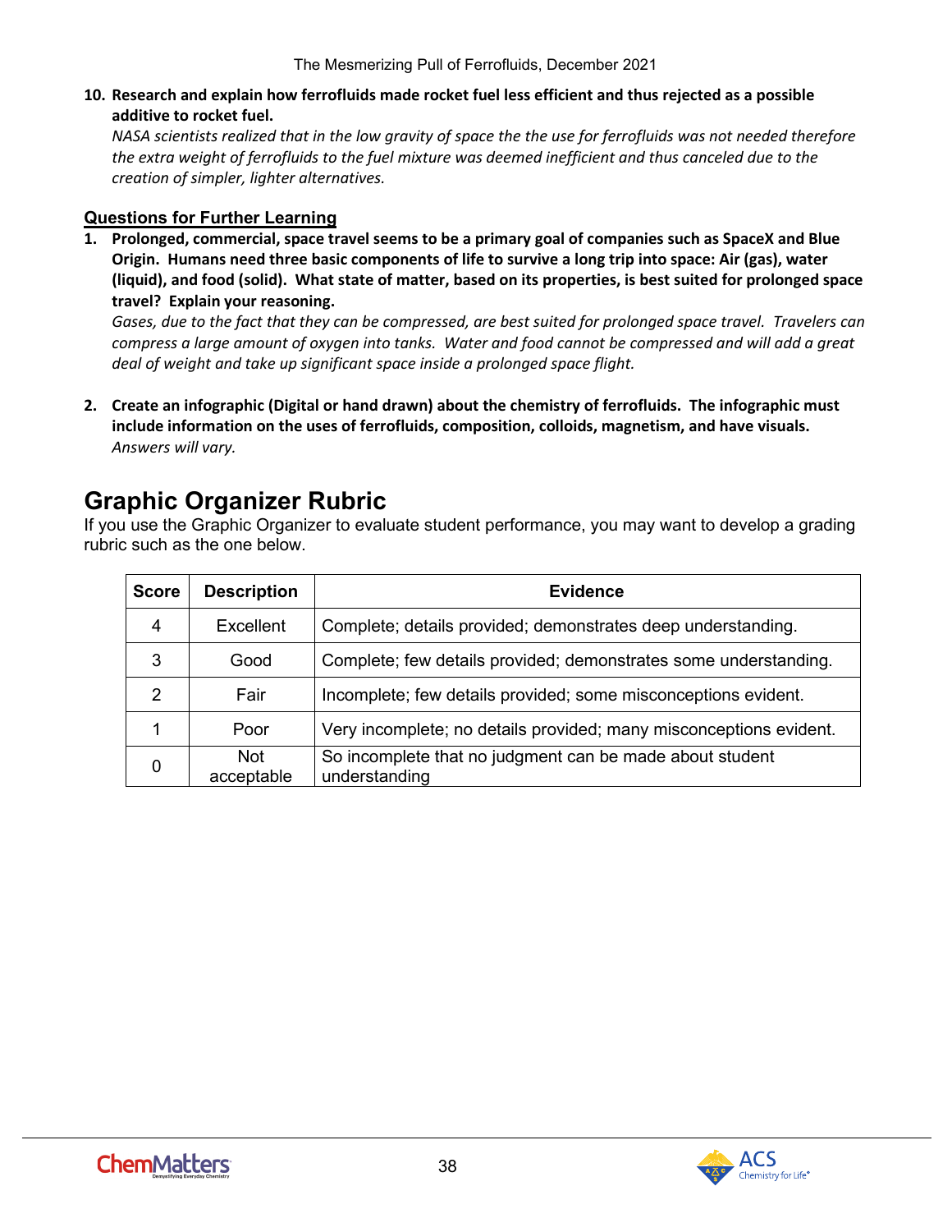**10. Research and explain how ferrofluids made rocket fuel less efficient and thus rejected as a possible additive to rocket fuel.**

*NASA scientists realized that in the low gravity of space the the use for ferrofluids was not needed therefore the extra weight of ferrofluids to the fuel mixture was deemed inefficient and thus canceled due to the creation of simpler, lighter alternatives.*

## Questions for Further Learning

**1. Prolonged, commercial, space travel seems to be a primary goal of companies such as SpaceX and Blue Origin. Humans need three basic components of life to survive a long trip into space: Air (gas), water (liquid), and food (solid). What state of matter, based on its properties, is best suited for prolonged space travel? Explain your reasoning.**

*Gases, due to the fact that they can be compressed, are best suited for prolonged space travel. Travelers can compress a large amount of oxygen into tanks. Water and food cannot be compressed and will add a great deal of weight and take up significant space inside a prolonged space flight.*

**2. Create an infographic (Digital or hand drawn) about the chemistry of ferrofluids. The infographic must include information on the uses of ferrofluids, composition, colloids, magnetism, and have visuals.**

*Answers will vary.*

# Graphic Organizer Rubric

If you use the Graphic Organizer to evaluate student performance, you may want to develop a grading rubric such as the one below.

| Score | Description | Evidence |
| --- | --- | --- |
| 4 | Excellent | Complete; details provided; demonstrates deep understanding. |
| 3 | Good | Complete; few details provided; demonstrates some understanding. |
| 2 | Fair | Incomplete; few details provided; some misconceptions evident. |
| 1 | Poor | Very incomplete; no details provided; many misconceptions evident. |
| 0 | Not acceptable | So incomplete that no judgment can be made about student understanding |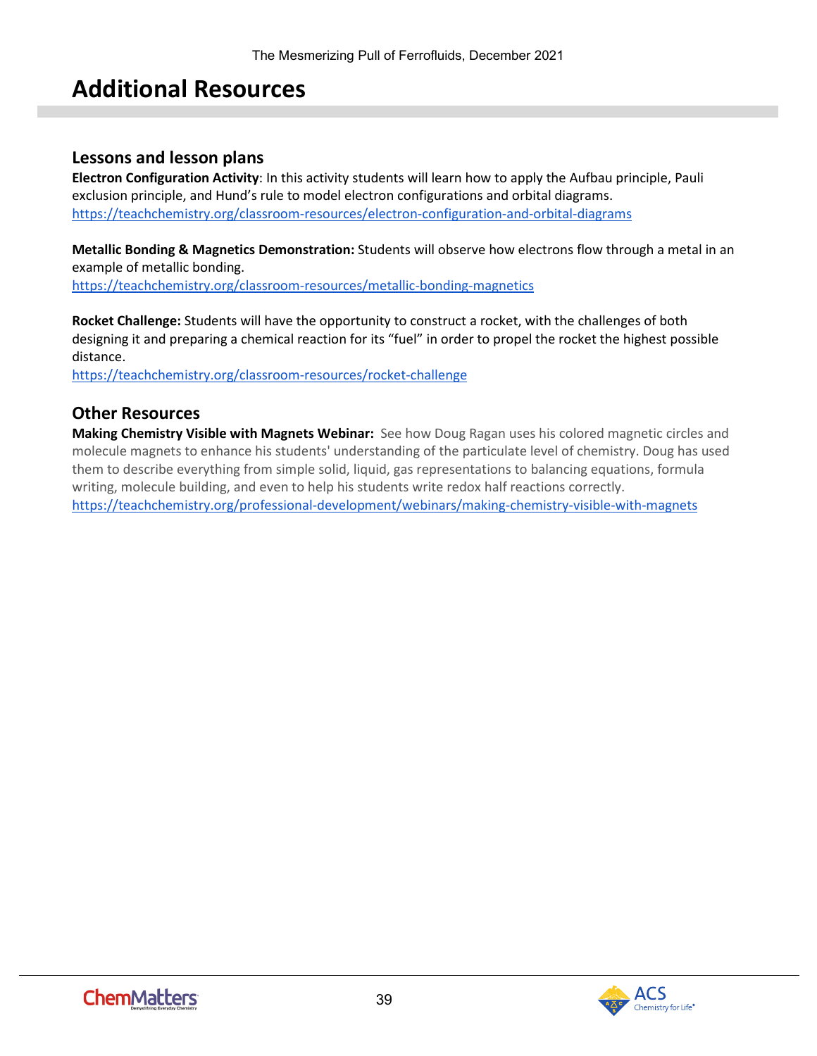# Additional Resources

## Lessons and lesson plans

**Electron Configuration Activity**: In this activity students will learn how to apply the Aufbau principle, Pauli exclusion principle, and Hund's rule to model electron configurations and orbital diagrams.
https://teachchemistry.org/classroom-resources/electron-configuration-and-orbital-diagrams

**Metallic Bonding & Magnetics Demonstration:** Students will observe how electrons flow through a metal in an example of metallic bonding.
https://teachchemistry.org/classroom-resources/metallic-bonding-magnetics

**Rocket Challenge:** Students will have the opportunity to construct a rocket, with the challenges of both designing it and preparing a chemical reaction for its "fuel" in order to propel the rocket the highest possible distance.
https://teachchemistry.org/classroom-resources/rocket-challenge

## Other Resources

**Making Chemistry Visible with Magnets Webinar:** See how Doug Ragan uses his colored magnetic circles and molecule magnets to enhance his students' understanding of the particulate level of chemistry. Doug has used them to describe everything from simple solid, liquid, gas representations to balancing equations, formula writing, molecule building, and even to help his students write redox half reactions correctly.
https://teachchemistry.org/professional-development/webinars/making-chemistry-visible-with-magnets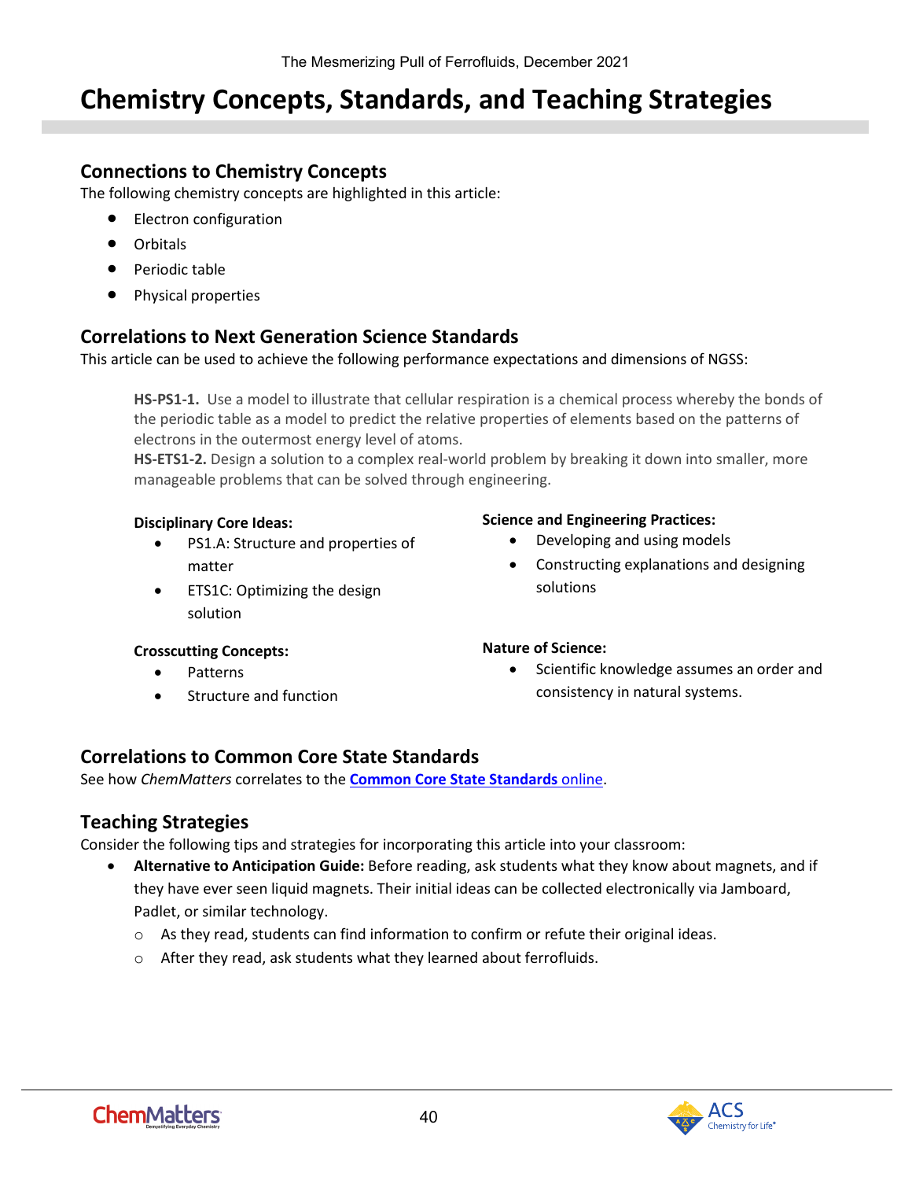# Chemistry Concepts, Standards, and Teaching Strategies

## Connections to Chemistry Concepts

The following chemistry concepts are highlighted in this article:

- Electron configuration
- Orbitals
- Periodic table
- Physical properties

## Correlations to Next Generation Science Standards

This article can be used to achieve the following performance expectations and dimensions of NGSS:

> **HS-PS1-1.** Use a model to illustrate that cellular respiration is a chemical process whereby the bonds of the periodic table as a model to predict the relative properties of elements based on the patterns of electrons in the outermost energy level of atoms.
> **HS-ETS1-2.** Design a solution to a complex real-world problem by breaking it down into smaller, more manageable problems that can be solved through engineering.

**Disciplinary Core Ideas:**

- PS1.A: Structure and properties of matter
- ETS1C: Optimizing the design solution

**Crosscutting Concepts:**

- Patterns
- Structure and function

**Science and Engineering Practices:**

- Developing and using models
- Constructing explanations and designing solutions

**Nature of Science:**

- Scientific knowledge assumes an order and consistency in natural systems.

## Correlations to Common Core State Standards

See how *ChemMatters* correlates to the **Common Core State Standards** online.

## Teaching Strategies

Consider the following tips and strategies for incorporating this article into your classroom:

- **Alternative to Anticipation Guide:** Before reading, ask students what they know about magnets, and if they have ever seen liquid magnets. Their initial ideas can be collected electronically via Jamboard, Padlet, or similar technology.
  - As they read, students can find information to confirm or refute their original ideas.
  - After they read, ask students what they learned about ferrofluids.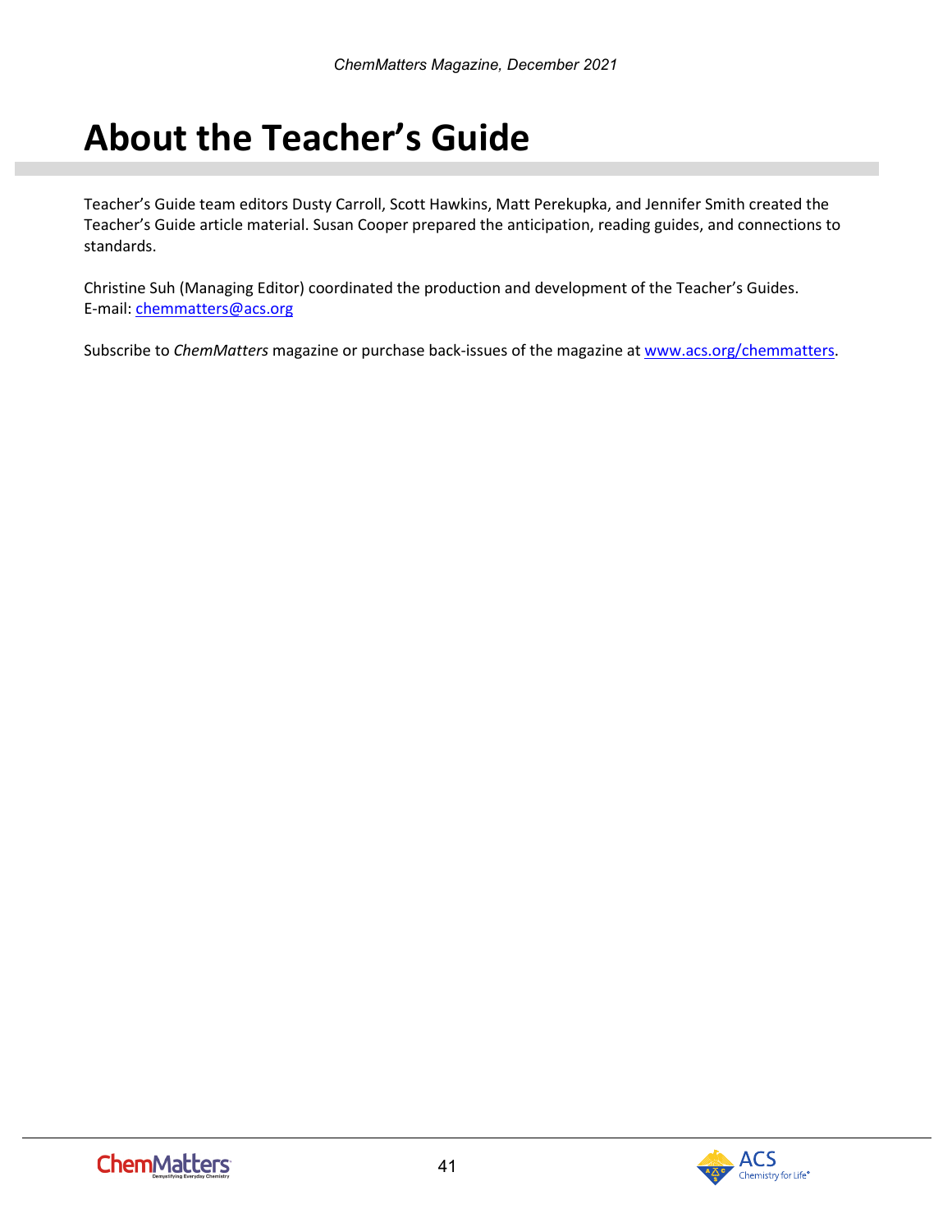# About the Teacher's Guide

Teacher's Guide team editors Dusty Carroll, Scott Hawkins, Matt Perekupka, and Jennifer Smith created the Teacher's Guide article material. Susan Cooper prepared the anticipation, reading guides, and connections to standards.

Christine Suh (Managing Editor) coordinated the production and development of the Teacher's Guides.
E-mail: chemmatters@acs.org

Subscribe to *ChemMatters* magazine or purchase back-issues of the magazine at www.acs.org/chemmatters.